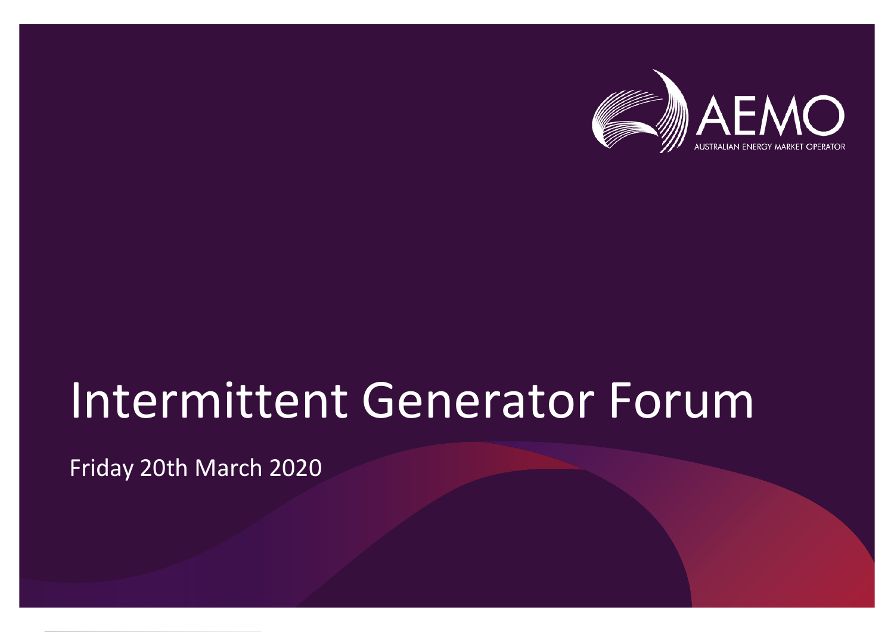AEMO

AUSTRALIAN ENERGY MARKET OPERATOR

# Intermittent Generator Forum

Friday 20th March 2020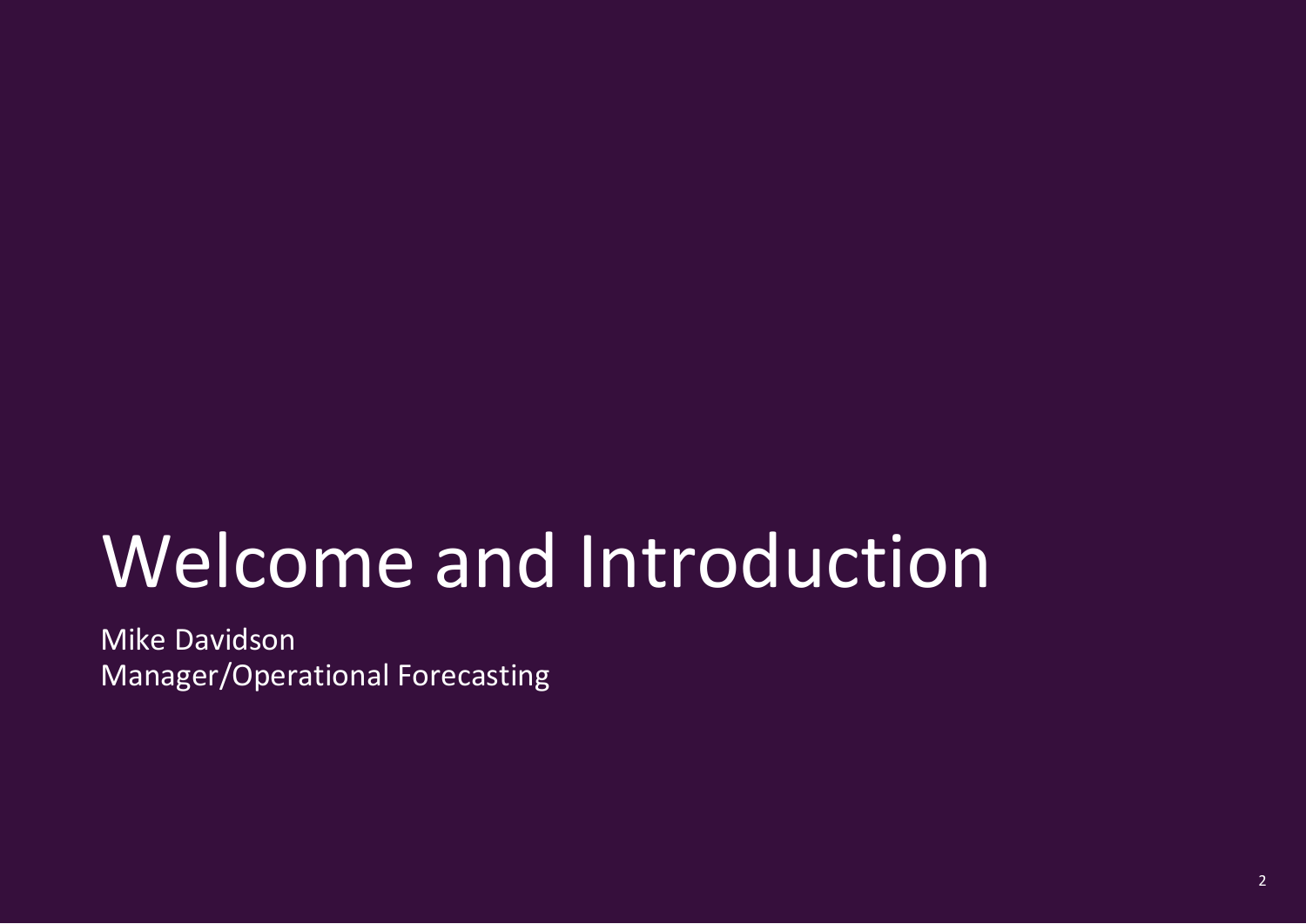# Welcome and Introduction

Mike Davidson
Manager/Operational Forecasting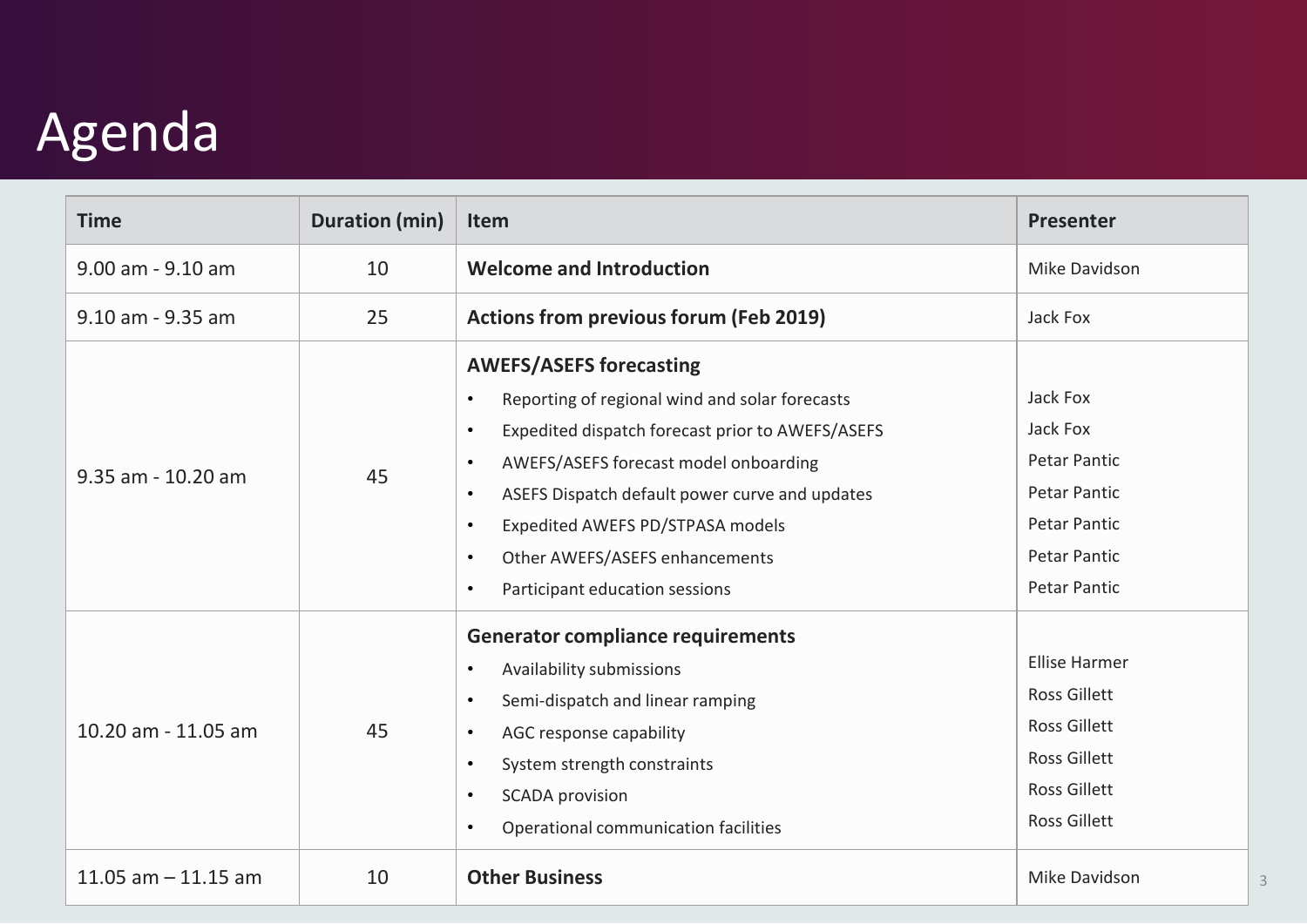# Agenda

| Time | Duration (min) | Item | Presenter |
|---|---|---|---|
| 9.00 am - 9.10 am | 10 | **Welcome and Introduction** | Mike Davidson |
| 9.10 am - 9.35 am | 25 | **Actions from previous forum (Feb 2019)** | Jack Fox |
| 9.35 am - 10.20 am | 45 | **AWEFS/ASEFS forecasting**<br>• Reporting of regional wind and solar forecasts<br>• Expedited dispatch forecast prior to AWEFS/ASEFS<br>• AWEFS/ASEFS forecast model onboarding<br>• ASEFS Dispatch default power curve and updates<br>• Expedited AWEFS PD/STPASA models<br>• Other AWEFS/ASEFS enhancements<br>• Participant education sessions | Jack Fox<br>Jack Fox<br>Petar Pantic<br>Petar Pantic<br>Petar Pantic<br>Petar Pantic<br>Petar Pantic |
| 10.20 am - 11.05 am | 45 | **Generator compliance requirements**<br>• Availability submissions<br>• Semi-dispatch and linear ramping<br>• AGC response capability<br>• System strength constraints<br>• SCADA provision<br>• Operational communication facilities | Ellise Harmer<br>Ross Gillett<br>Ross Gillett<br>Ross Gillett<br>Ross Gillett<br>Ross Gillett |
| 11.05 am – 11.15 am | 10 | **Other Business** | Mike Davidson |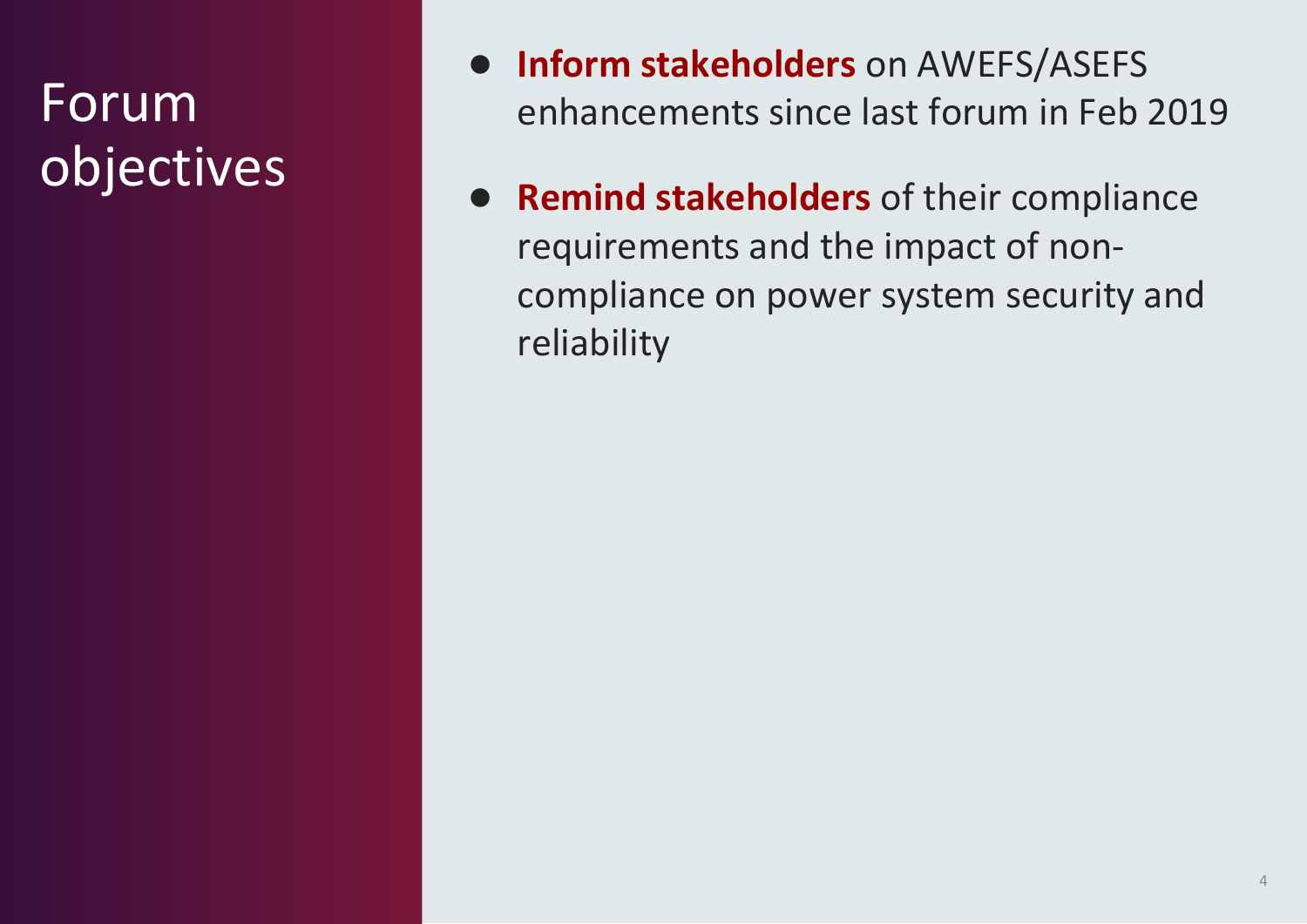# Forum objectives

- **Inform stakeholders** on AWEFS/ASEFS enhancements since last forum in Feb 2019
- **Remind stakeholders** of their compliance requirements and the impact of non-compliance on power system security and reliability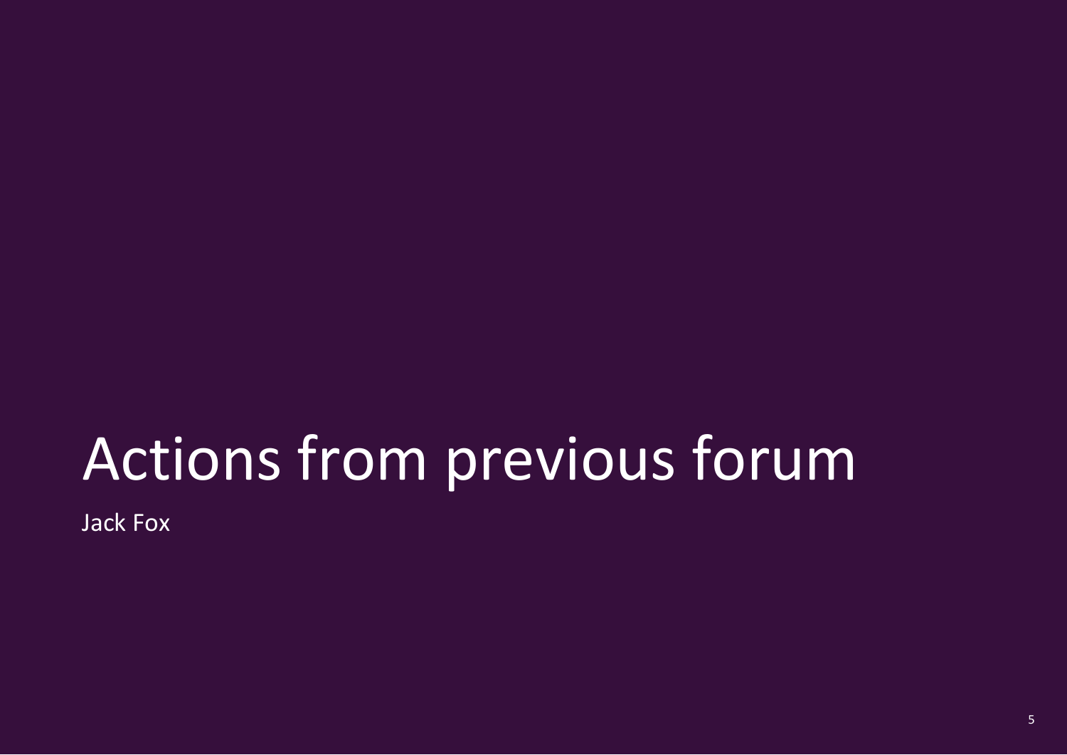# Actions from previous forum

Jack Fox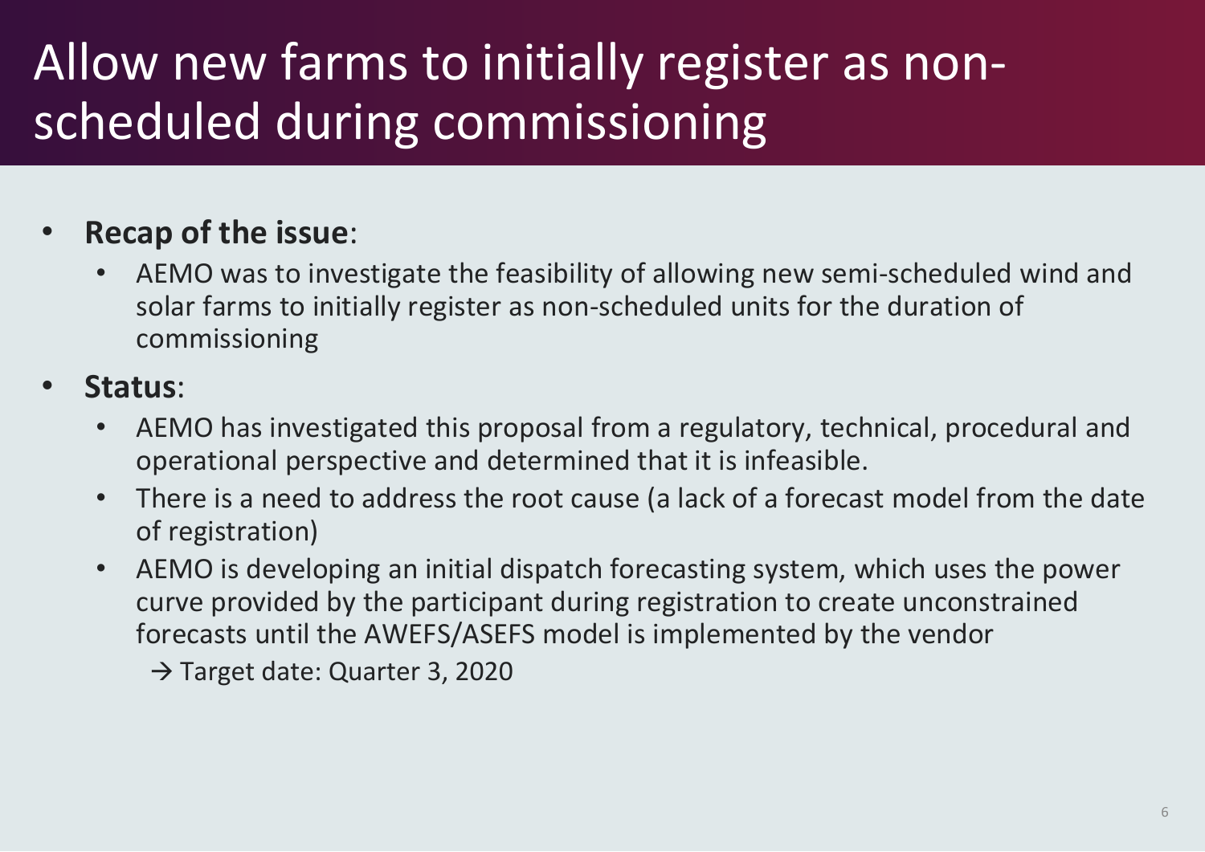# Allow new farms to initially register as non-scheduled during commissioning

- **Recap of the issue**:
  - AEMO was to investigate the feasibility of allowing new semi-scheduled wind and solar farms to initially register as non-scheduled units for the duration of commissioning
- **Status**:
  - AEMO has investigated this proposal from a regulatory, technical, procedural and operational perspective and determined that it is infeasible.
  - There is a need to address the root cause (a lack of a forecast model from the date of registration)
  - AEMO is developing an initial dispatch forecasting system, which uses the power curve provided by the participant during registration to create unconstrained forecasts until the AWEFS/ASEFS model is implemented by the vendor

    → Target date: Quarter 3, 2020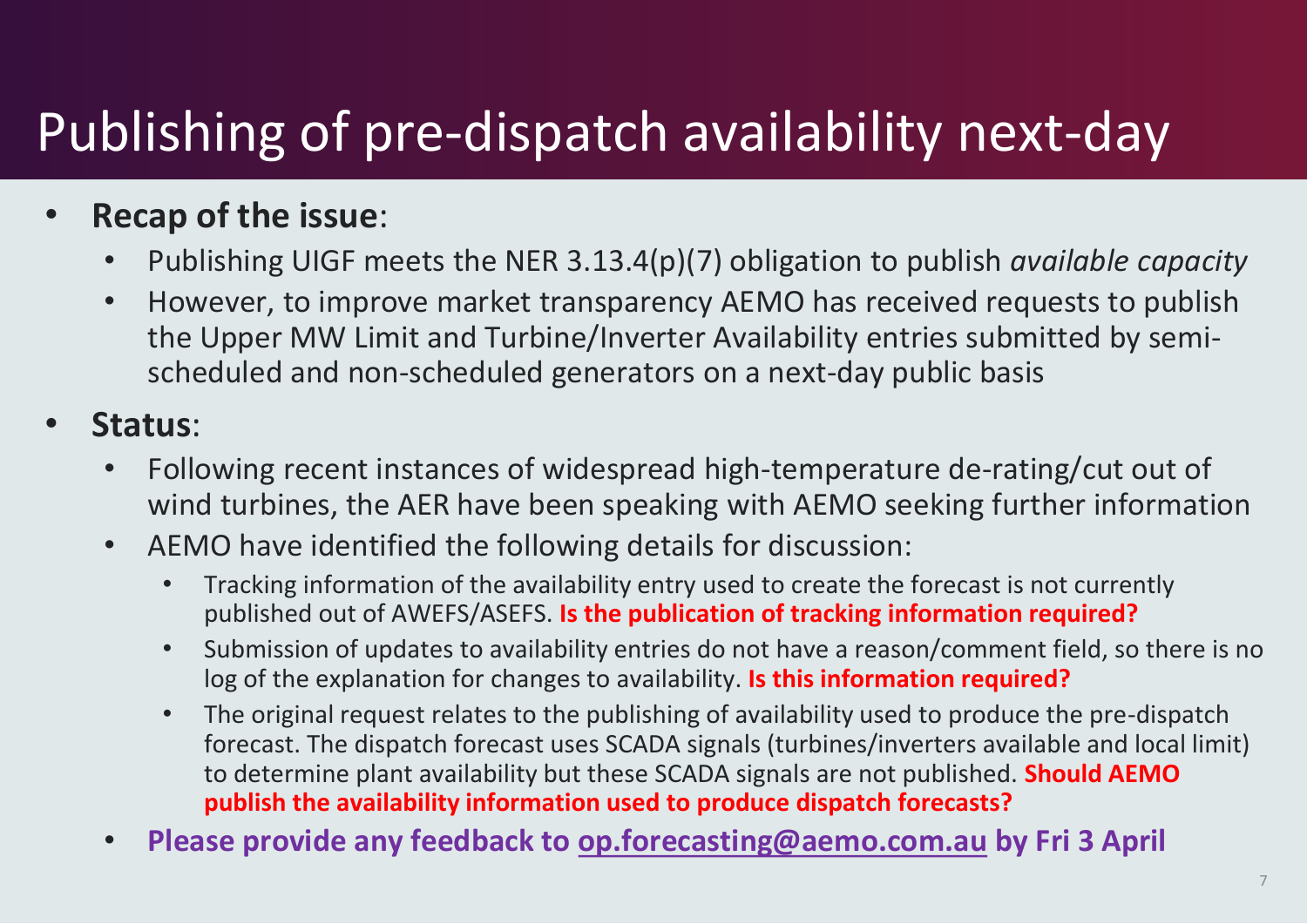# Publishing of pre-dispatch availability next-day

- **Recap of the issue**:
  - Publishing UIGF meets the NER 3.13.4(p)(7) obligation to publish *available capacity*
  - However, to improve market transparency AEMO has received requests to publish the Upper MW Limit and Turbine/Inverter Availability entries submitted by semi-scheduled and non-scheduled generators on a next-day public basis
- **Status**:
  - Following recent instances of widespread high-temperature de-rating/cut out of wind turbines, the AER have been speaking with AEMO seeking further information
  - AEMO have identified the following details for discussion:
    - Tracking information of the availability entry used to create the forecast is not currently published out of AWEFS/ASEFS. **Is the publication of tracking information required?**
    - Submission of updates to availability entries do not have a reason/comment field, so there is no log of the explanation for changes to availability. **Is this information required?**
    - The original request relates to the publishing of availability used to produce the pre-dispatch forecast. The dispatch forecast uses SCADA signals (turbines/inverters available and local limit) to determine plant availability but these SCADA signals are not published. **Should AEMO publish the availability information used to produce dispatch forecasts?**
  - **Please provide any feedback to op.forecasting@aemo.com.au by Fri 3 April**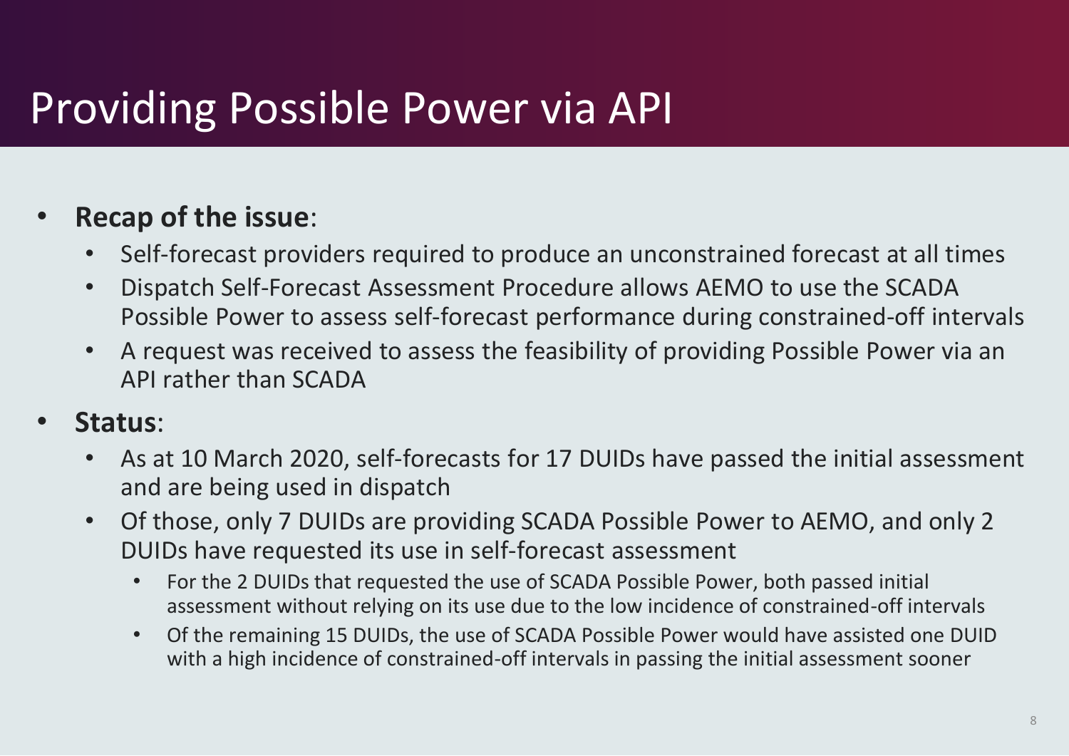# Providing Possible Power via API

- **Recap of the issue**:
  - Self-forecast providers required to produce an unconstrained forecast at all times
  - Dispatch Self-Forecast Assessment Procedure allows AEMO to use the SCADA Possible Power to assess self-forecast performance during constrained-off intervals
  - A request was received to assess the feasibility of providing Possible Power via an API rather than SCADA
- **Status**:
  - As at 10 March 2020, self-forecasts for 17 DUIDs have passed the initial assessment and are being used in dispatch
  - Of those, only 7 DUIDs are providing SCADA Possible Power to AEMO, and only 2 DUIDs have requested its use in self-forecast assessment
    - For the 2 DUIDs that requested the use of SCADA Possible Power, both passed initial assessment without relying on its use due to the low incidence of constrained-off intervals
    - Of the remaining 15 DUIDs, the use of SCADA Possible Power would have assisted one DUID with a high incidence of constrained-off intervals in passing the initial assessment sooner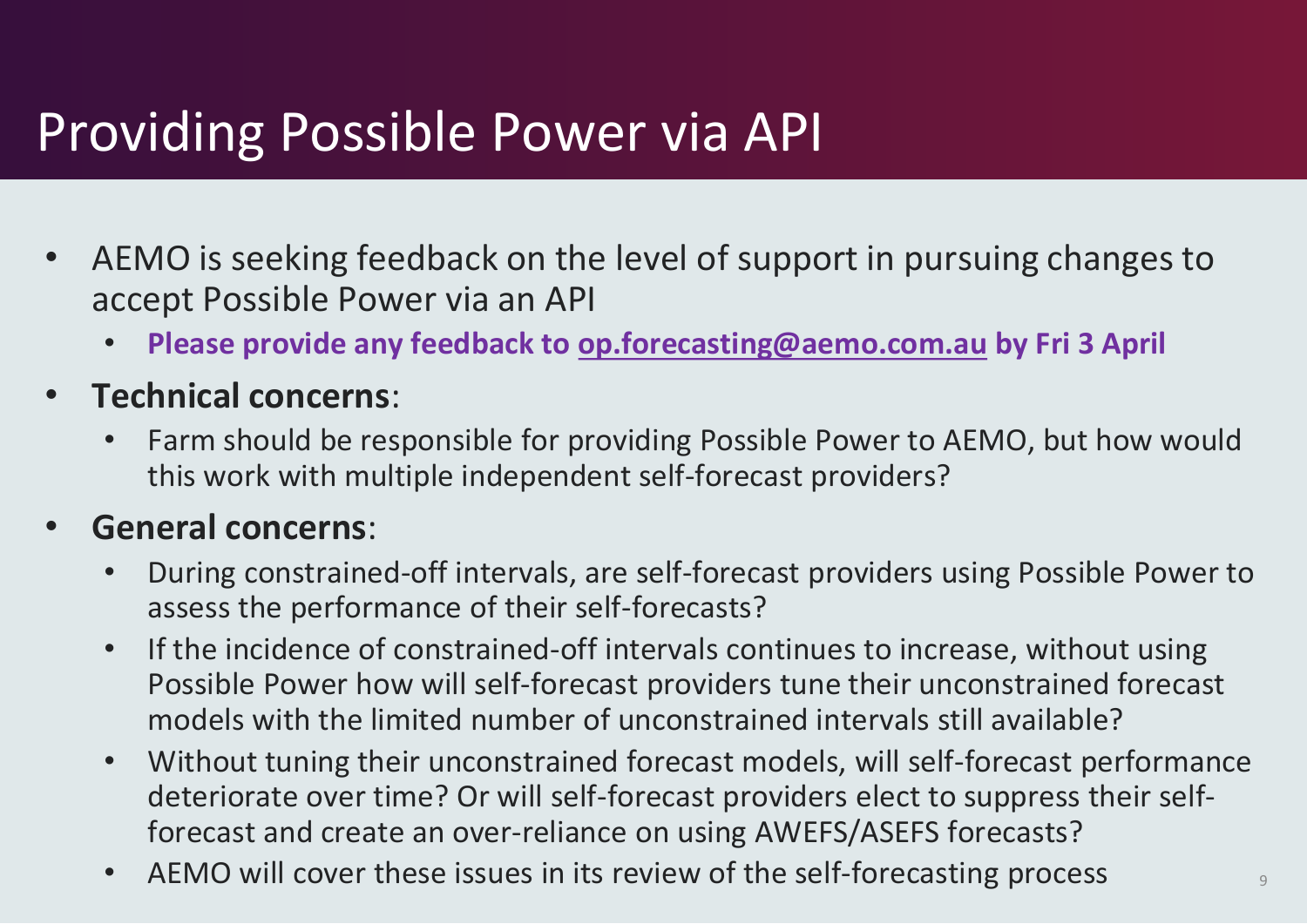# Providing Possible Power via API

- AEMO is seeking feedback on the level of support in pursuing changes to accept Possible Power via an API
  - **Please provide any feedback to op.forecasting@aemo.com.au by Fri 3 April**
- **Technical concerns**:
  - Farm should be responsible for providing Possible Power to AEMO, but how would this work with multiple independent self-forecast providers?
- **General concerns**:
  - During constrained-off intervals, are self-forecast providers using Possible Power to assess the performance of their self-forecasts?
  - If the incidence of constrained-off intervals continues to increase, without using Possible Power how will self-forecast providers tune their unconstrained forecast models with the limited number of unconstrained intervals still available?
  - Without tuning their unconstrained forecast models, will self-forecast performance deteriorate over time? Or will self-forecast providers elect to suppress their self-forecast and create an over-reliance on using AWEFS/ASEFS forecasts?
  - AEMO will cover these issues in its review of the self-forecasting process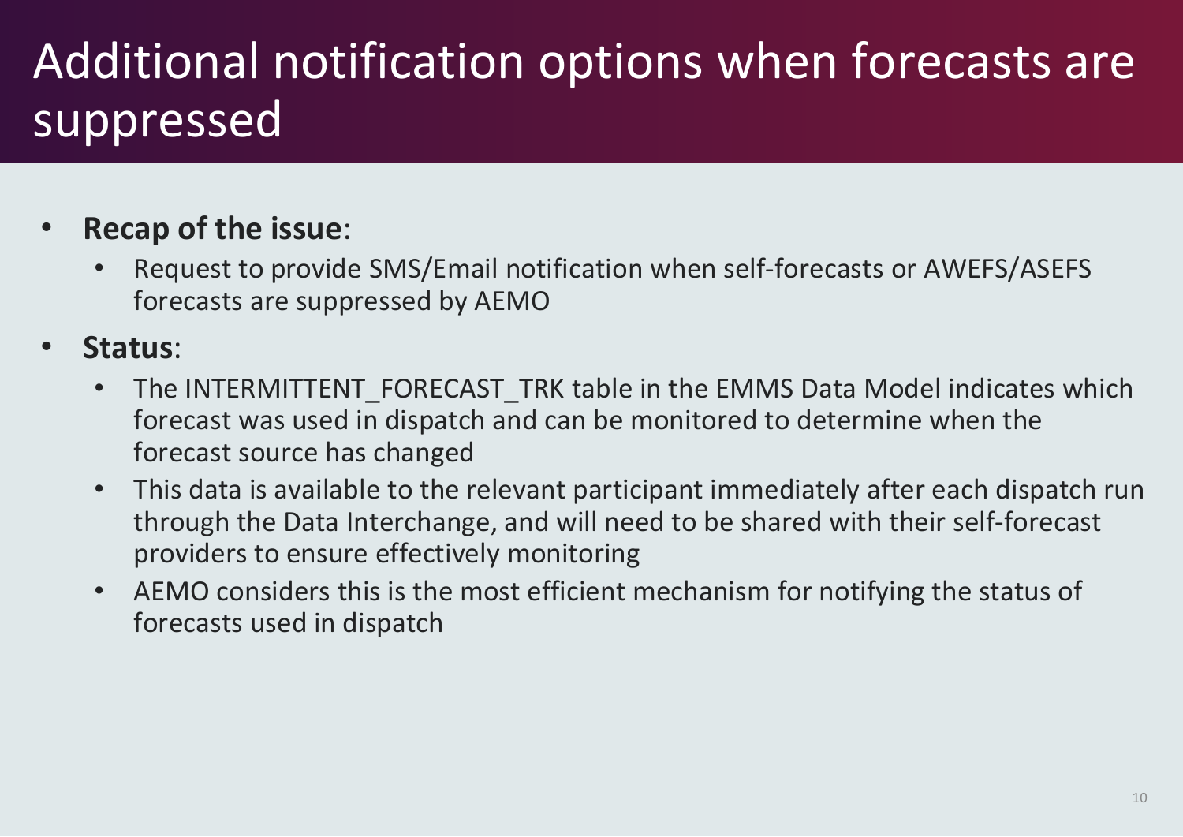# Additional notification options when forecasts are suppressed

- **Recap of the issue**:
  - Request to provide SMS/Email notification when self-forecasts or AWEFS/ASEFS forecasts are suppressed by AEMO
- **Status**:
  - The INTERMITTENT_FORECAST_TRK table in the EMMS Data Model indicates which forecast was used in dispatch and can be monitored to determine when the forecast source has changed
  - This data is available to the relevant participant immediately after each dispatch run through the Data Interchange, and will need to be shared with their self-forecast providers to ensure effectively monitoring
  - AEMO considers this is the most efficient mechanism for notifying the status of forecasts used in dispatch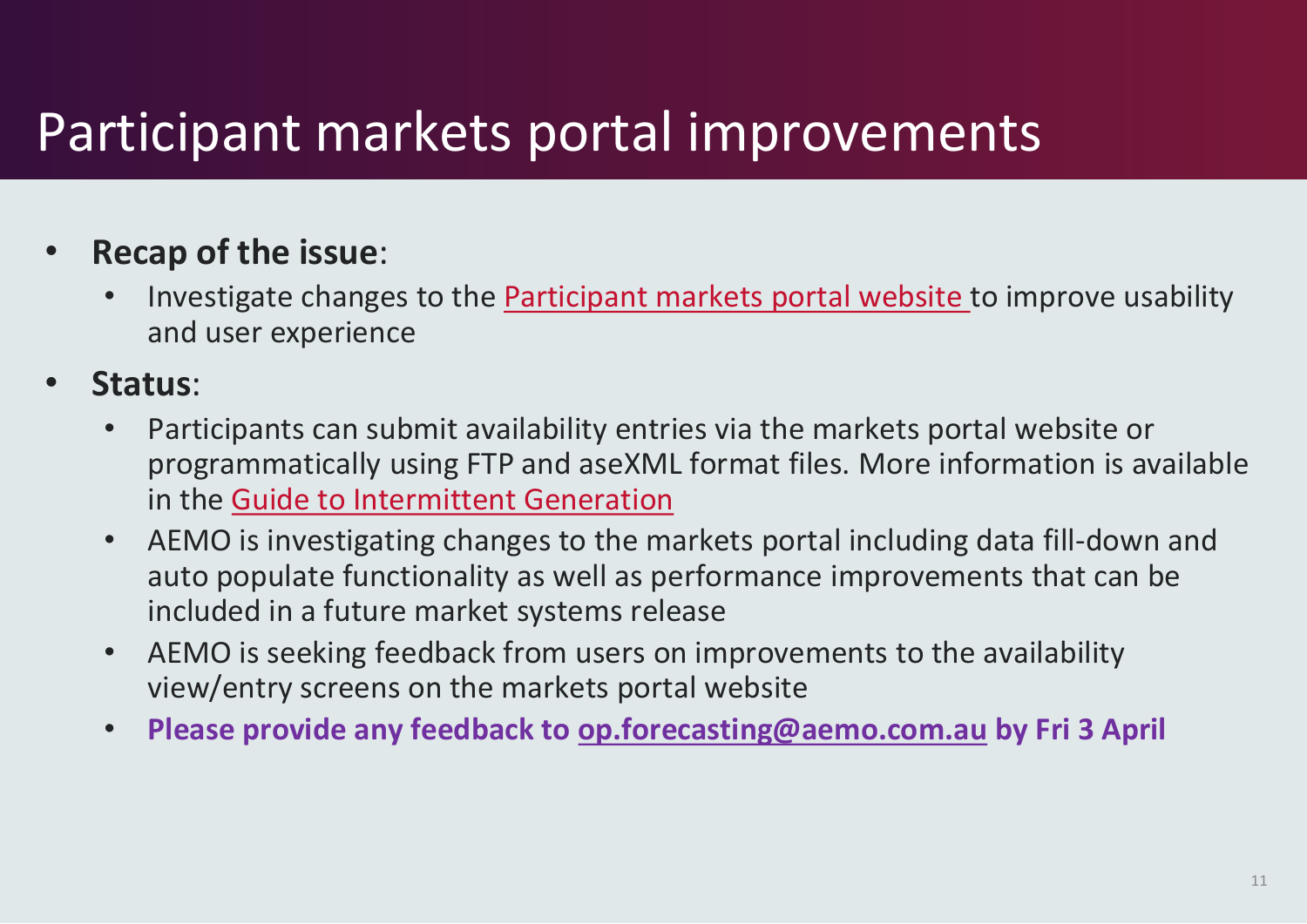# Participant markets portal improvements

- **Recap of the issue**:
  - Investigate changes to the Participant markets portal website to improve usability and user experience
- **Status**:
  - Participants can submit availability entries via the markets portal website or programmatically using FTP and aseXML format files. More information is available in the Guide to Intermittent Generation
  - AEMO is investigating changes to the markets portal including data fill-down and auto populate functionality as well as performance improvements that can be included in a future market systems release
  - AEMO is seeking feedback from users on improvements to the availability view/entry screens on the markets portal website
  - **Please provide any feedback to op.forecasting@aemo.com.au by Fri 3 April**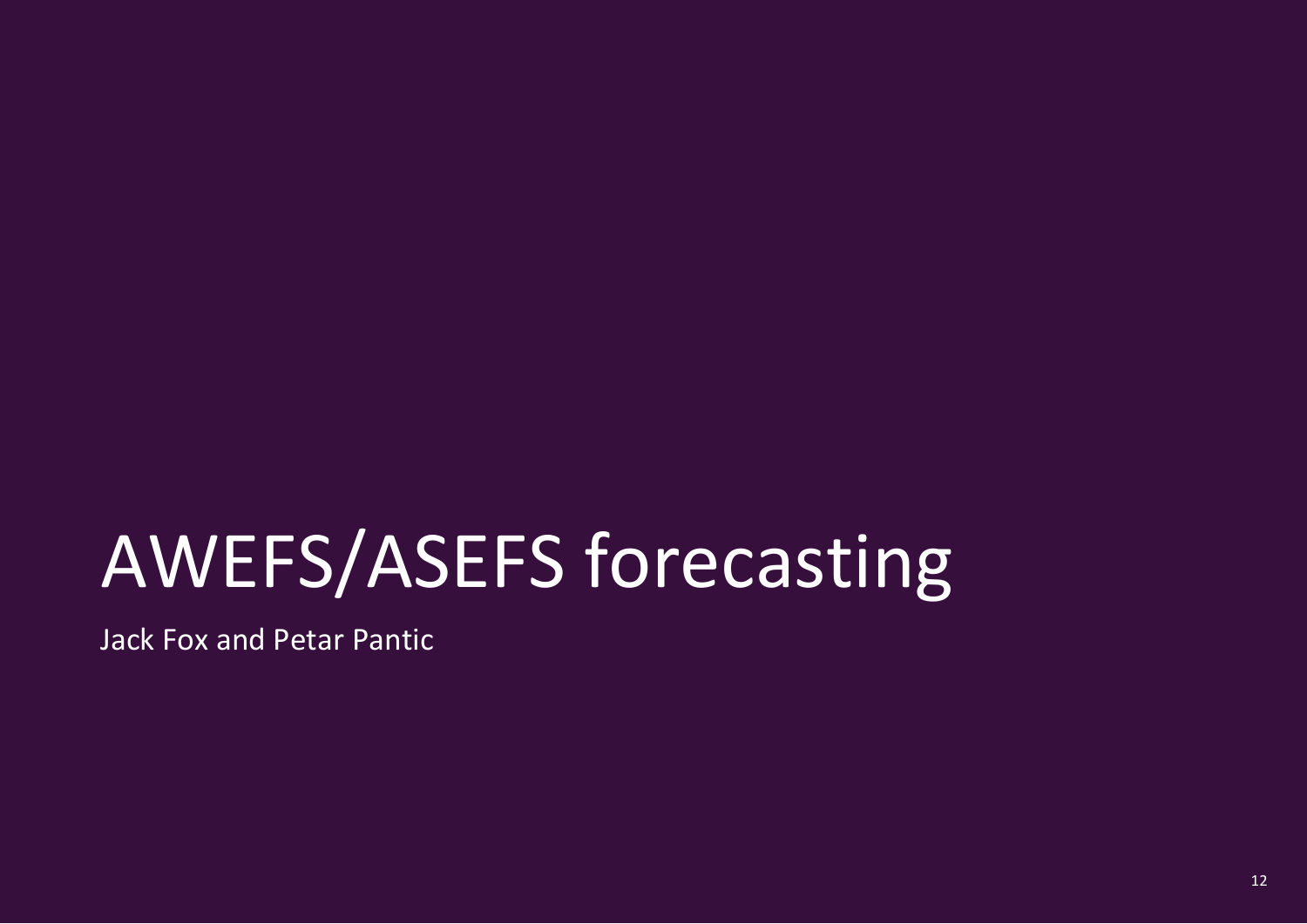# AWEFS/ASEFS forecasting

Jack Fox and Petar Pantic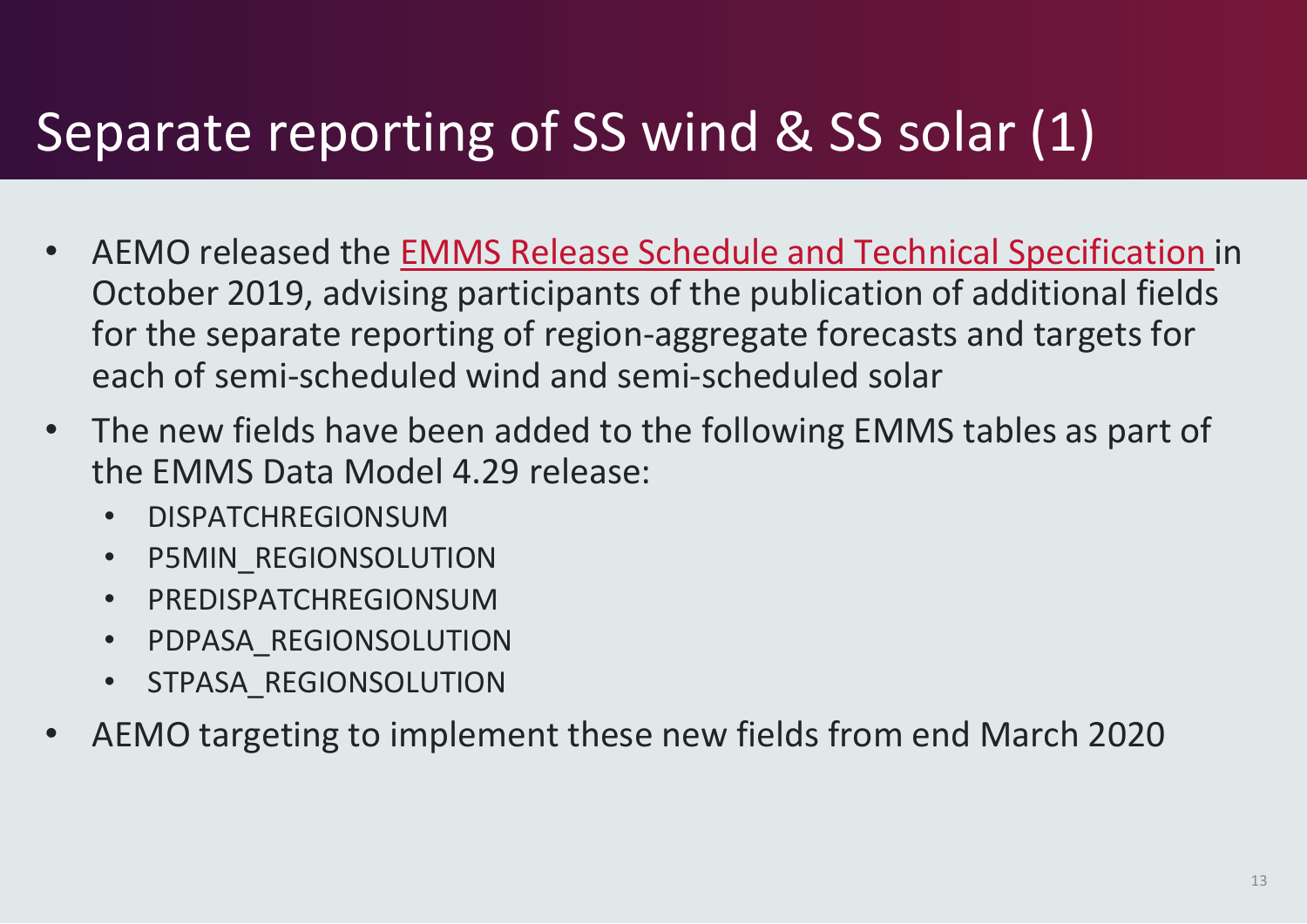# Separate reporting of SS wind & SS solar (1)

- AEMO released the EMMS Release Schedule and Technical Specification in October 2019, advising participants of the publication of additional fields for the separate reporting of region-aggregate forecasts and targets for each of semi-scheduled wind and semi-scheduled solar
- The new fields have been added to the following EMMS tables as part of the EMMS Data Model 4.29 release:
  - DISPATCHREGIONSUM
  - P5MIN_REGIONSOLUTION
  - PREDISPATCHREGIONSUM
  - PDPASA_REGIONSOLUTION
  - STPASA_REGIONSOLUTION
- AEMO targeting to implement these new fields from end March 2020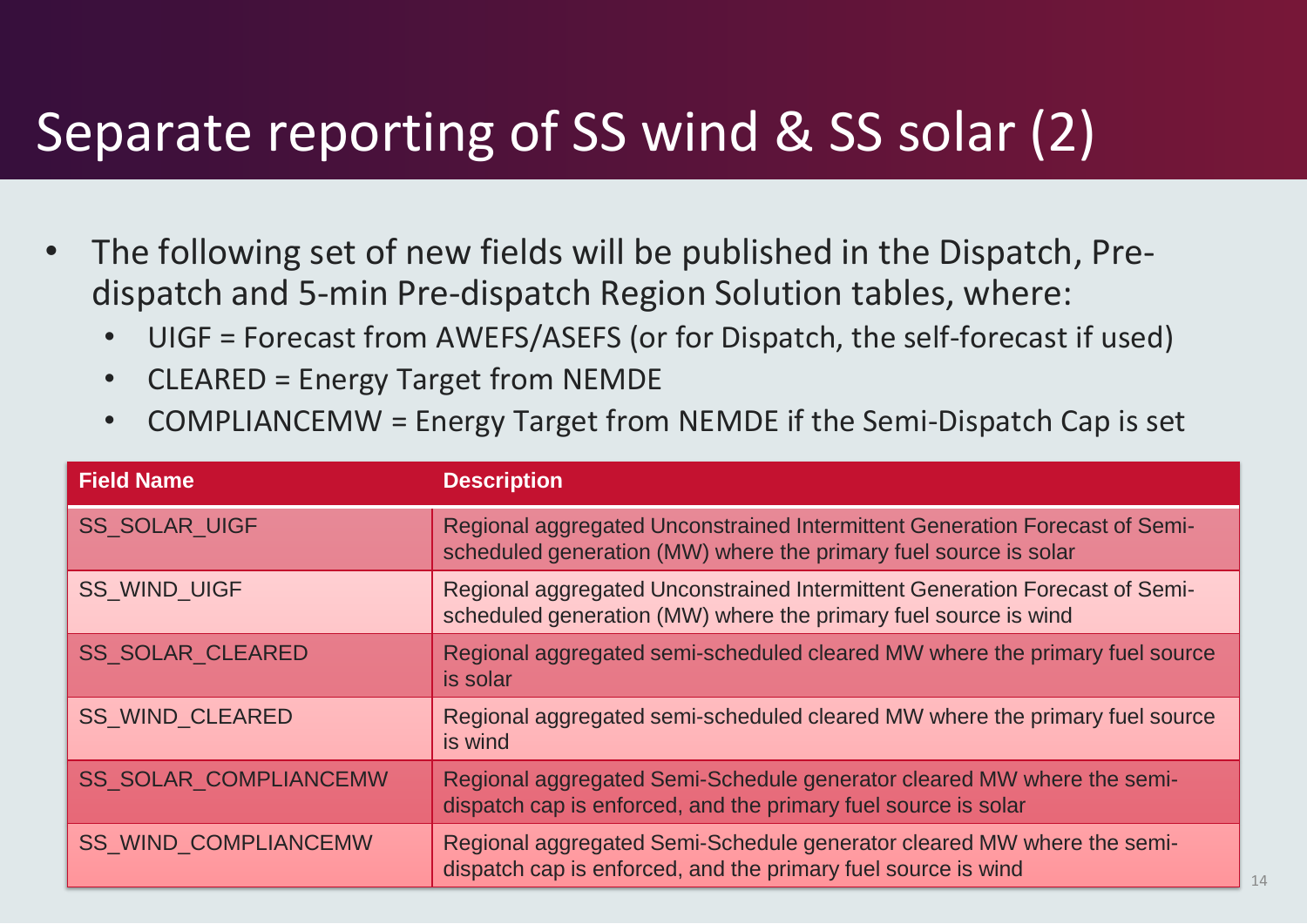# Separate reporting of SS wind & SS solar (2)

- The following set of new fields will be published in the Dispatch, Pre-dispatch and 5-min Pre-dispatch Region Solution tables, where:
  - UIGF = Forecast from AWEFS/ASEFS (or for Dispatch, the self-forecast if used)
  - CLEARED = Energy Target from NEMDE
  - COMPLIANCEMW = Energy Target from NEMDE if the Semi-Dispatch Cap is set

| Field Name | Description |
| --- | --- |
| SS_SOLAR_UIGF | Regional aggregated Unconstrained Intermittent Generation Forecast of Semi-scheduled generation (MW) where the primary fuel source is solar |
| SS_WIND_UIGF | Regional aggregated Unconstrained Intermittent Generation Forecast of Semi-scheduled generation (MW) where the primary fuel source is wind |
| SS_SOLAR_CLEARED | Regional aggregated semi-scheduled cleared MW where the primary fuel source is solar |
| SS_WIND_CLEARED | Regional aggregated semi-scheduled cleared MW where the primary fuel source is wind |
| SS_SOLAR_COMPLIANCEMW | Regional aggregated Semi-Schedule generator cleared MW where the semi-dispatch cap is enforced, and the primary fuel source is solar |
| SS_WIND_COMPLIANCEMW | Regional aggregated Semi-Schedule generator cleared MW where the semi-dispatch cap is enforced, and the primary fuel source is wind |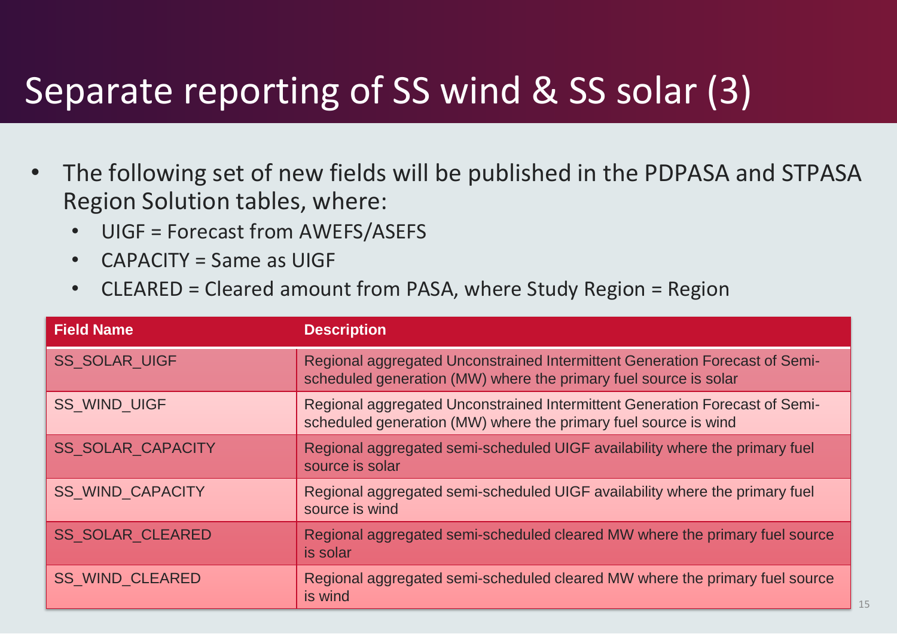# Separate reporting of SS wind & SS solar (3)

- The following set of new fields will be published in the PDPASA and STPASA Region Solution tables, where:
  - UIGF = Forecast from AWEFS/ASEFS
  - CAPACITY = Same as UIGF
  - CLEARED = Cleared amount from PASA, where Study Region = Region

| Field Name | Description |
| --- | --- |
| SS_SOLAR_UIGF | Regional aggregated Unconstrained Intermittent Generation Forecast of Semi-scheduled generation (MW) where the primary fuel source is solar |
| SS_WIND_UIGF | Regional aggregated Unconstrained Intermittent Generation Forecast of Semi-scheduled generation (MW) where the primary fuel source is wind |
| SS_SOLAR_CAPACITY | Regional aggregated semi-scheduled UIGF availability where the primary fuel source is solar |
| SS_WIND_CAPACITY | Regional aggregated semi-scheduled UIGF availability where the primary fuel source is wind |
| SS_SOLAR_CLEARED | Regional aggregated semi-scheduled cleared MW where the primary fuel source is solar |
| SS_WIND_CLEARED | Regional aggregated semi-scheduled cleared MW where the primary fuel source is wind |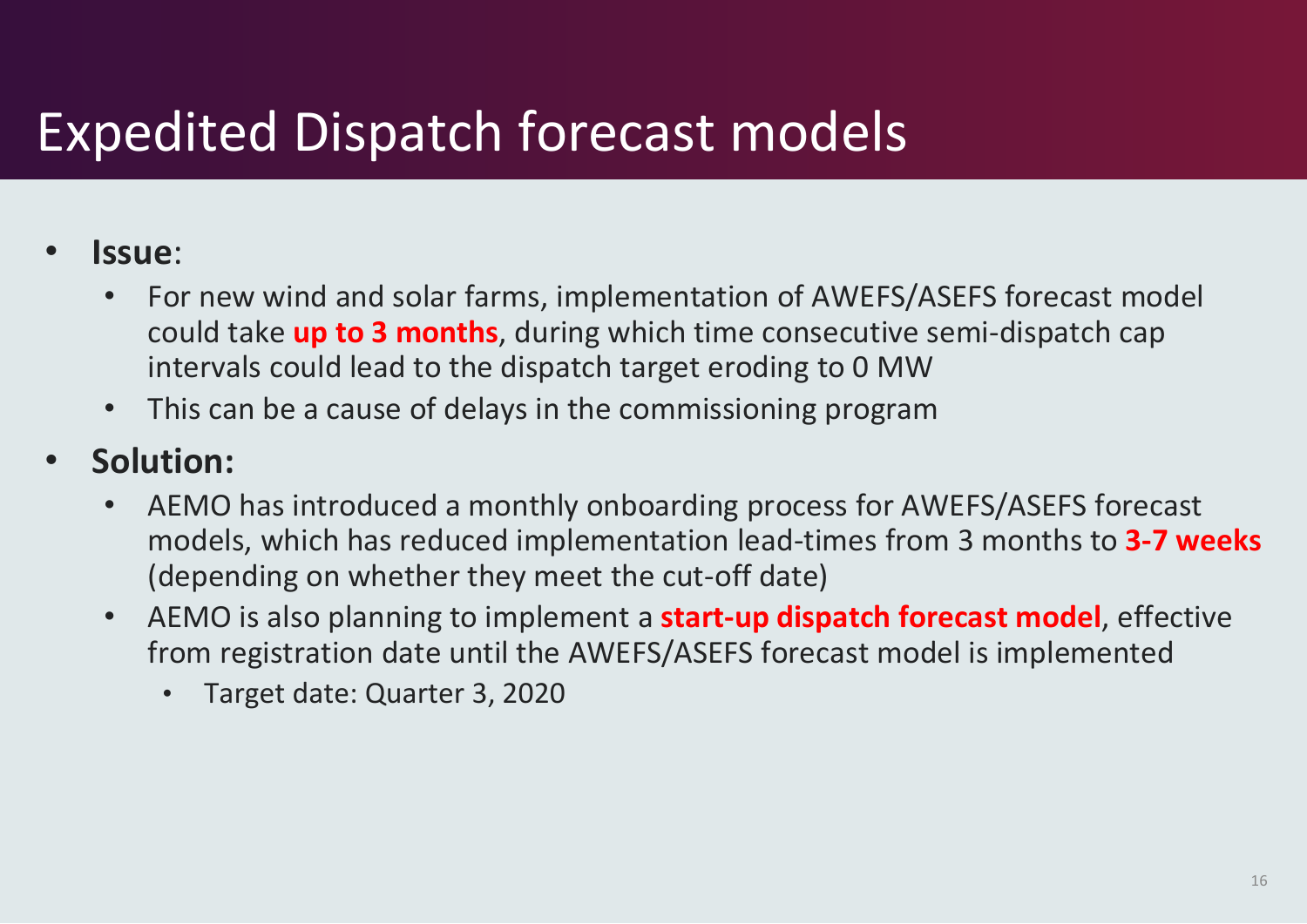# Expedited Dispatch forecast models

- **Issue**:
  - For new wind and solar farms, implementation of AWEFS/ASEFS forecast model could take **up to 3 months**, during which time consecutive semi-dispatch cap intervals could lead to the dispatch target eroding to 0 MW
  - This can be a cause of delays in the commissioning program
- **Solution:**
  - AEMO has introduced a monthly onboarding process for AWEFS/ASEFS forecast models, which has reduced implementation lead-times from 3 months to **3-7 weeks** (depending on whether they meet the cut-off date)
  - AEMO is also planning to implement a **start-up dispatch forecast model**, effective from registration date until the AWEFS/ASEFS forecast model is implemented
    - Target date: Quarter 3, 2020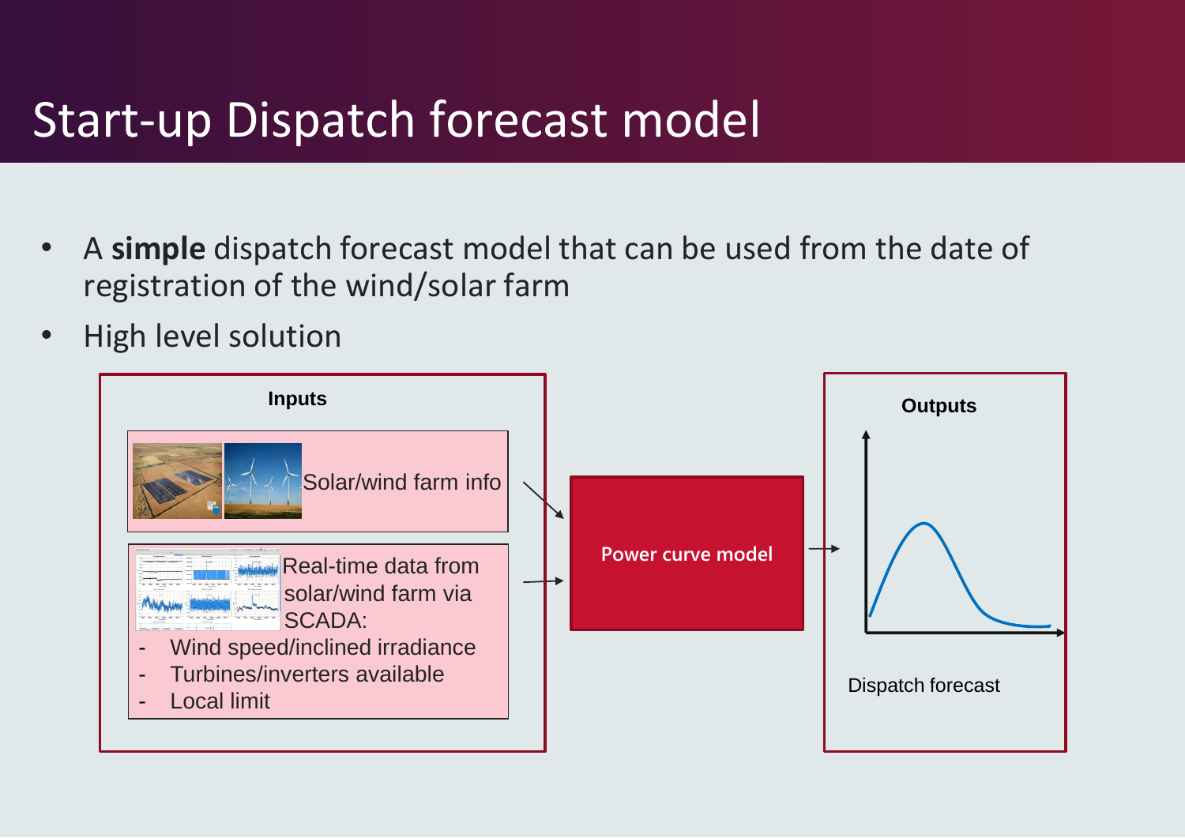# Start-up Dispatch forecast model

- A **simple** dispatch forecast model that can be used from the date of registration of the wind/solar farm
- High level solution

**Inputs**

Solar/wind farm info

Real-time data from solar/wind farm via SCADA:

- Wind speed/inclined irradiance
- Turbines/inverters available
- Local limit

Power curve model

**Outputs**

Dispatch forecast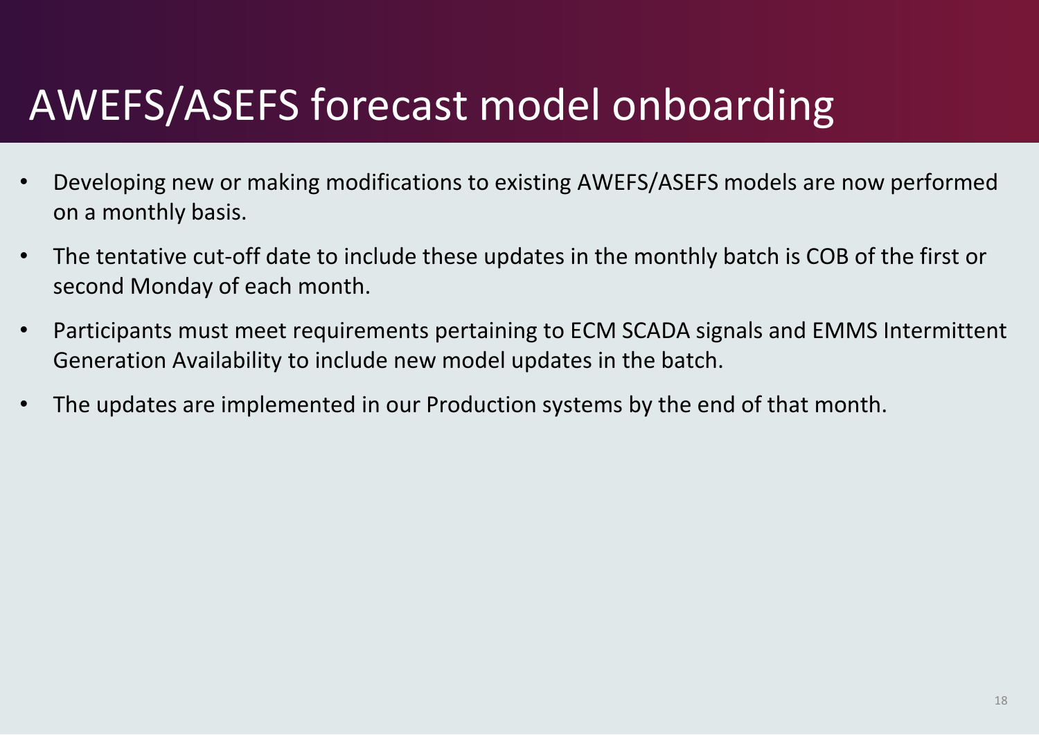# AWEFS/ASEFS forecast model onboarding

- Developing new or making modifications to existing AWEFS/ASEFS models are now performed on a monthly basis.
- The tentative cut-off date to include these updates in the monthly batch is COB of the first or second Monday of each month.
- Participants must meet requirements pertaining to ECM SCADA signals and EMMS Intermittent Generation Availability to include new model updates in the batch.
- The updates are implemented in our Production systems by the end of that month.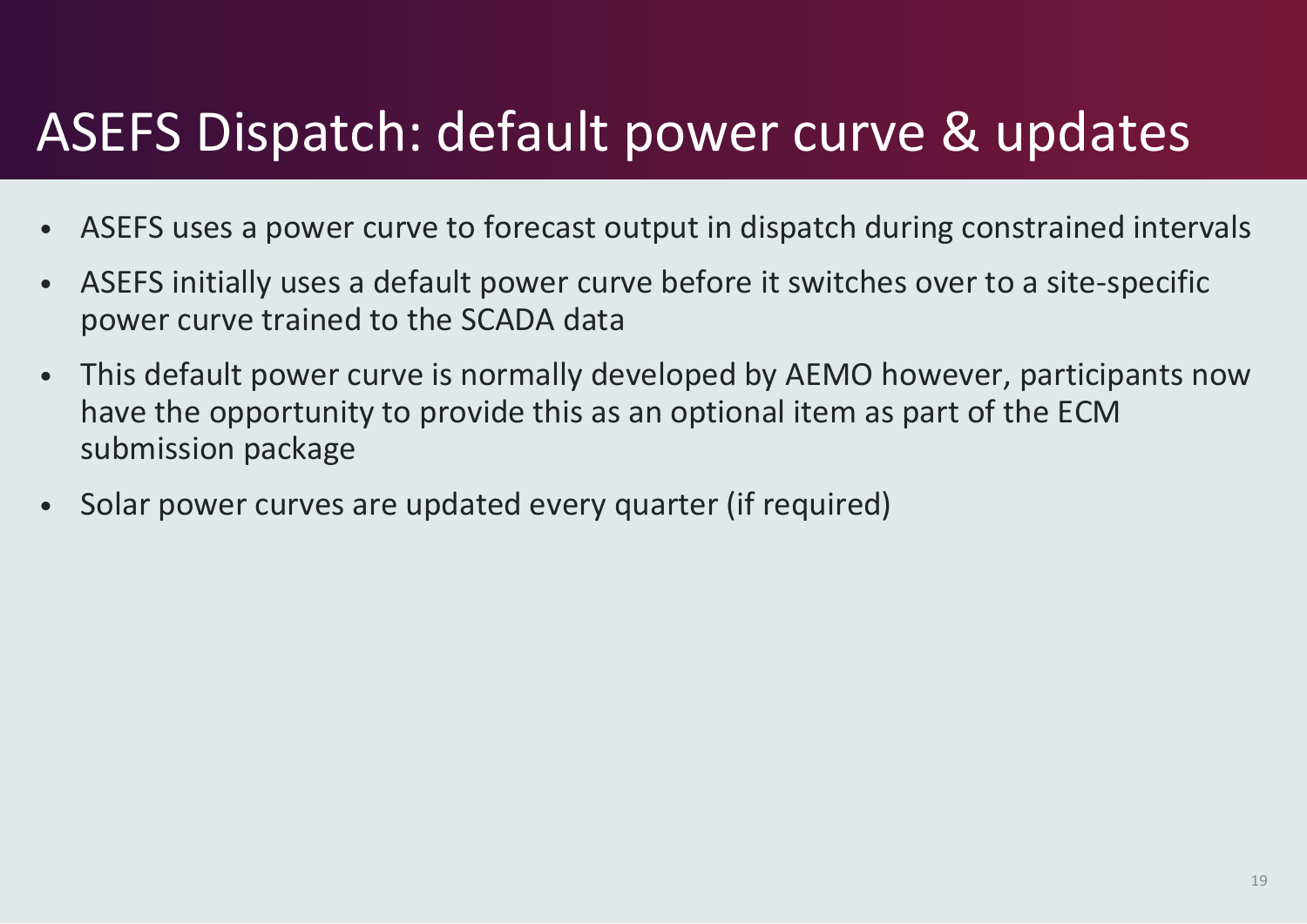# ASEFS Dispatch: default power curve & updates

- ASEFS uses a power curve to forecast output in dispatch during constrained intervals
- ASEFS initially uses a default power curve before it switches over to a site-specific power curve trained to the SCADA data
- This default power curve is normally developed by AEMO however, participants now have the opportunity to provide this as an optional item as part of the ECM submission package
- Solar power curves are updated every quarter (if required)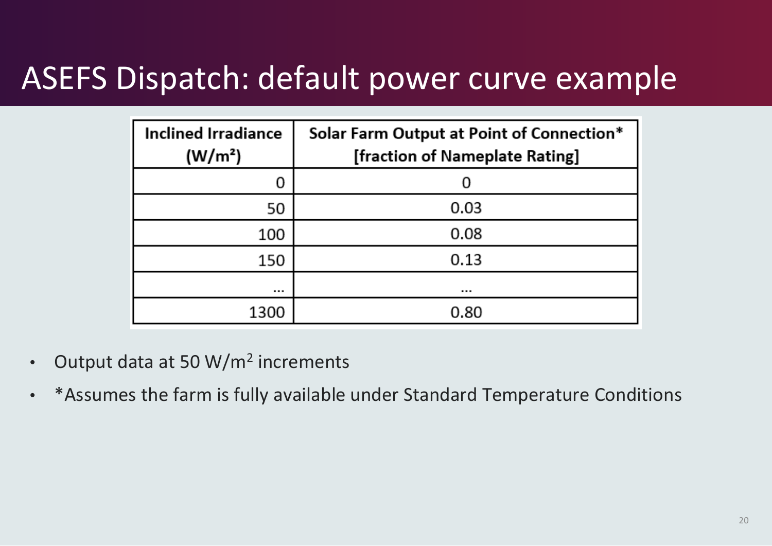# ASEFS Dispatch: default power curve example

| Inclined Irradiance ($W/m^2$) | Solar Farm Output at Point of Connection* [fraction of Nameplate Rating] |
| --- | --- |
| 0 | 0 |
| 50 | 0.03 |
| 100 | 0.08 |
| 150 | 0.13 |
| … | … |
| 1300 | 0.80 |

- Output data at 50 $W/m^2$ increments
- *Assumes the farm is fully available under Standard Temperature Conditions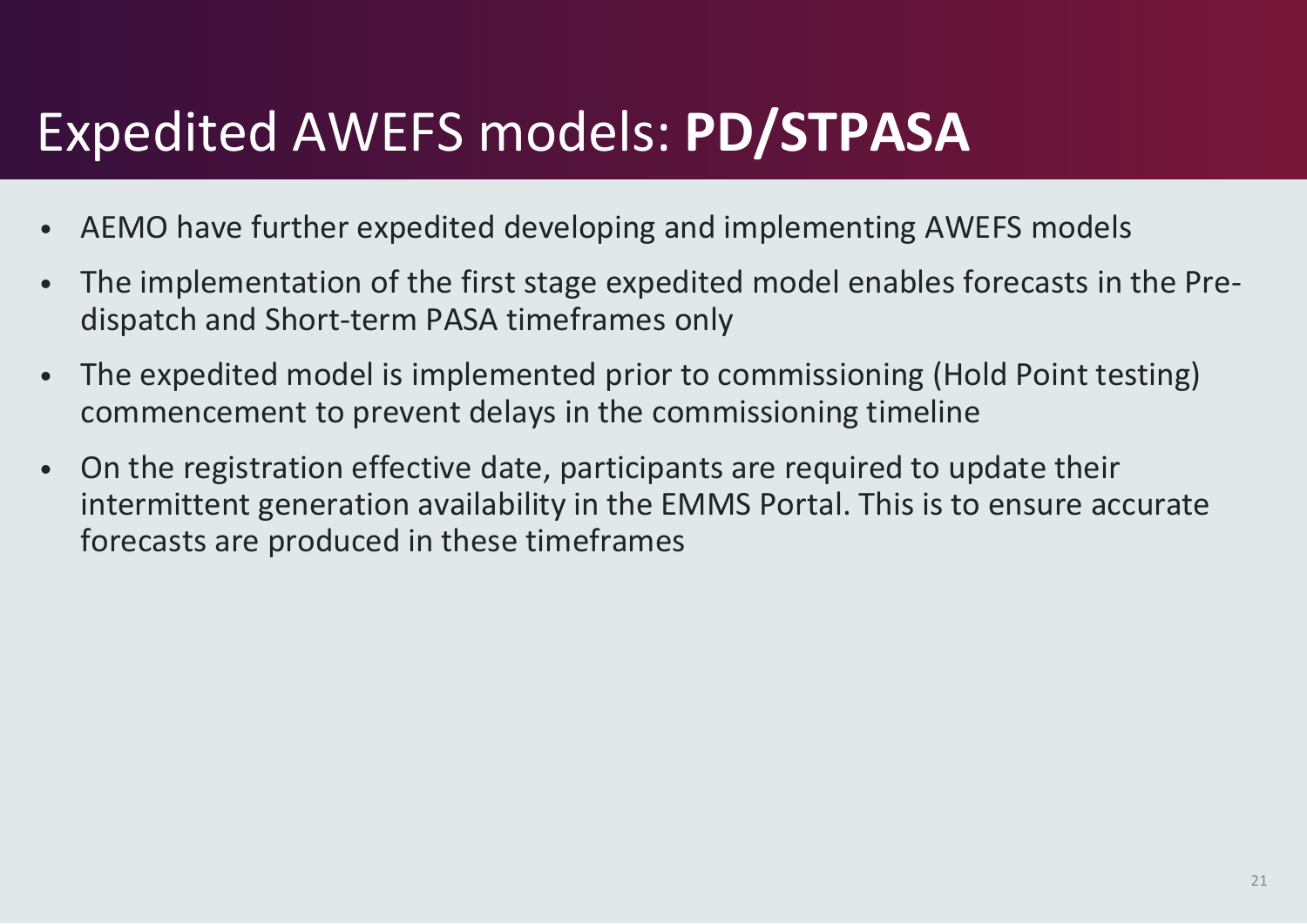# Expedited AWEFS models: **PD/STPASA**

- AEMO have further expedited developing and implementing AWEFS models
- The implementation of the first stage expedited model enables forecasts in the Pre-dispatch and Short-term PASA timeframes only
- The expedited model is implemented prior to commissioning (Hold Point testing) commencement to prevent delays in the commissioning timeline
- On the registration effective date, participants are required to update their intermittent generation availability in the EMMS Portal. This is to ensure accurate forecasts are produced in these timeframes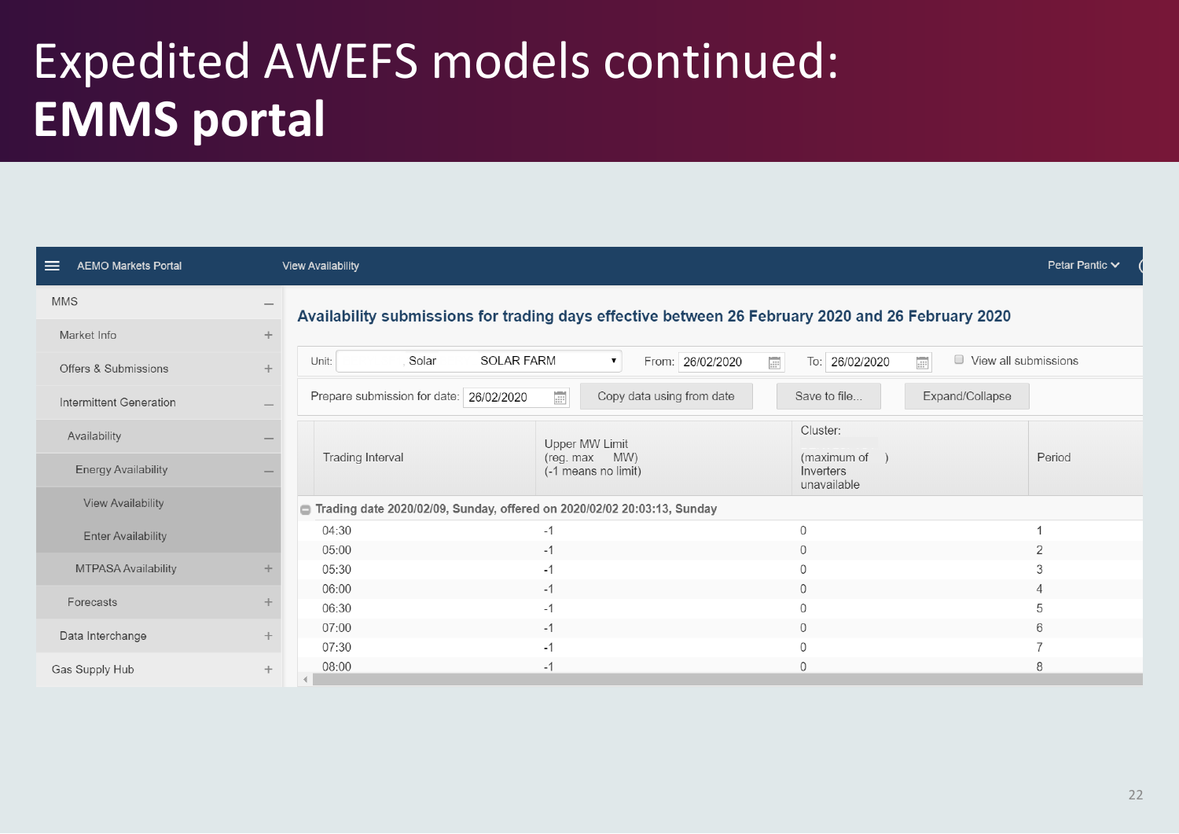# Expedited AWEFS models continued: **EMMS portal**

AEMO Markets Portal | View Availability | Petar Pantic

- MMS
  - Market Info
  - Offers & Submissions
  - Intermittent Generation
    - Availability
      - Energy Availability
        - View Availability
        - Enter Availability
      - MTPASA Availability
    - Forecasts
  - Data Interchange
- Gas Supply Hub

## Availability submissions for trading days effective between 26 February 2020 and 26 February 2020

Unit: Solar SOLAR FARM | From: 26/02/2020 | To: 26/02/2020 | View all submissions

Prepare submission for date: 26/02/2020 | Copy data using from date | Save to file... | Expand/Collapse

| Trading Interval | Upper MW Limit (reg. max MW) (-1 means no limit) | Cluster: (maximum of ) Inverters unavailable | Period |
|---|---|---|---|
| **Trading date 2020/02/09, Sunday, offered on 2020/02/02 20:03:13, Sunday** | | | |
| 04:30 | -1 | 0 | 1 |
| 05:00 | -1 | 0 | 2 |
| 05:30 | -1 | 0 | 3 |
| 06:00 | -1 | 0 | 4 |
| 06:30 | -1 | 0 | 5 |
| 07:00 | -1 | 0 | 6 |
| 07:30 | -1 | 0 | 7 |
| 08:00 | -1 | 0 | 8 |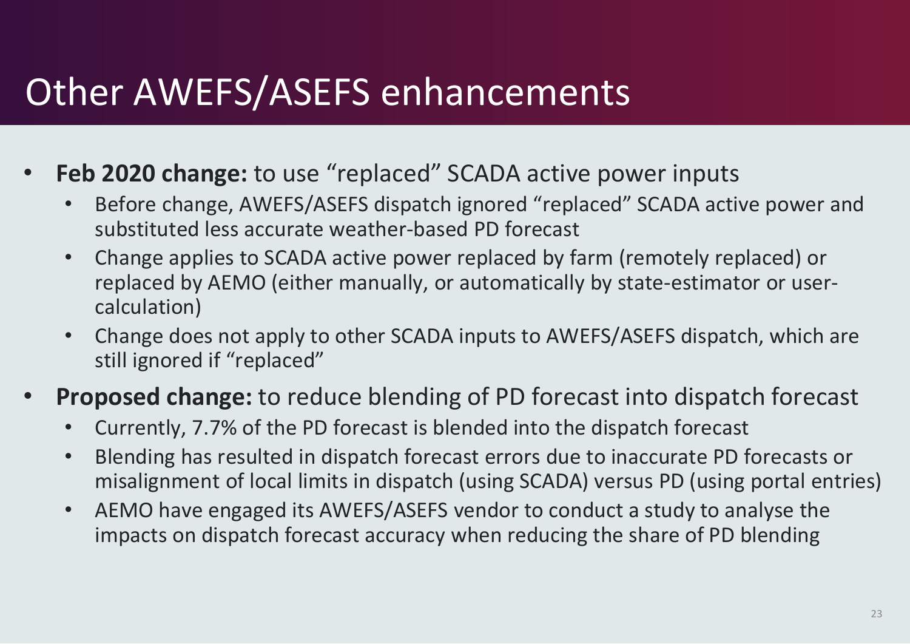# Other AWEFS/ASEFS enhancements

- **Feb 2020 change:** to use “replaced” SCADA active power inputs
  - Before change, AWEFS/ASEFS dispatch ignored “replaced” SCADA active power and substituted less accurate weather-based PD forecast
  - Change applies to SCADA active power replaced by farm (remotely replaced) or replaced by AEMO (either manually, or automatically by state-estimator or user-calculation)
  - Change does not apply to other SCADA inputs to AWEFS/ASEFS dispatch, which are still ignored if “replaced”
- **Proposed change:** to reduce blending of PD forecast into dispatch forecast
  - Currently, 7.7% of the PD forecast is blended into the dispatch forecast
  - Blending has resulted in dispatch forecast errors due to inaccurate PD forecasts or misalignment of local limits in dispatch (using SCADA) versus PD (using portal entries)
  - AEMO have engaged its AWEFS/ASEFS vendor to conduct a study to analyse the impacts on dispatch forecast accuracy when reducing the share of PD blending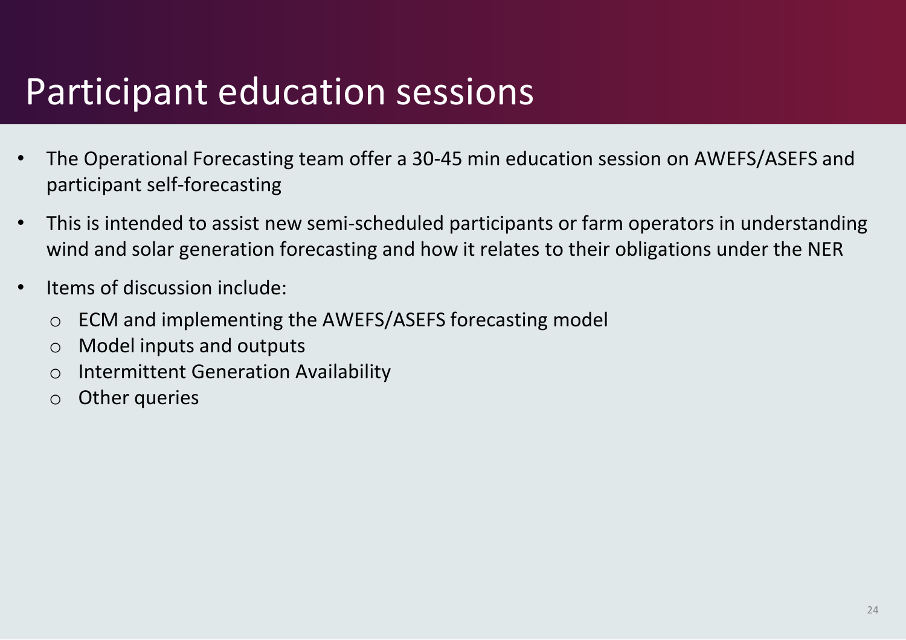# Participant education sessions

- The Operational Forecasting team offer a 30-45 min education session on AWEFS/ASEFS and participant self-forecasting
- This is intended to assist new semi-scheduled participants or farm operators in understanding wind and solar generation forecasting and how it relates to their obligations under the NER
- Items of discussion include:
  - ECM and implementing the AWEFS/ASEFS forecasting model
  - Model inputs and outputs
  - Intermittent Generation Availability
  - Other queries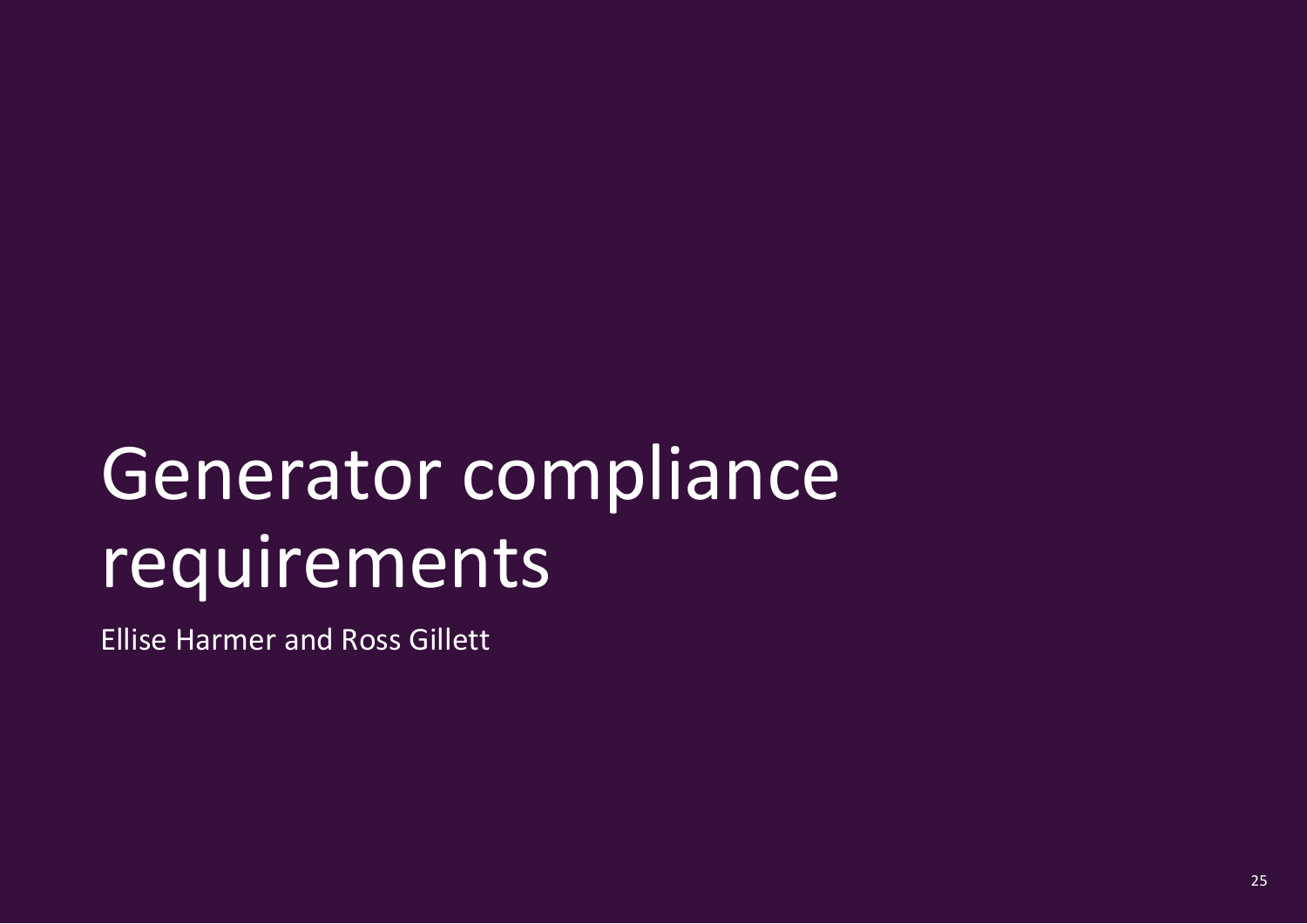# Generator compliance requirements

Ellise Harmer and Ross Gillett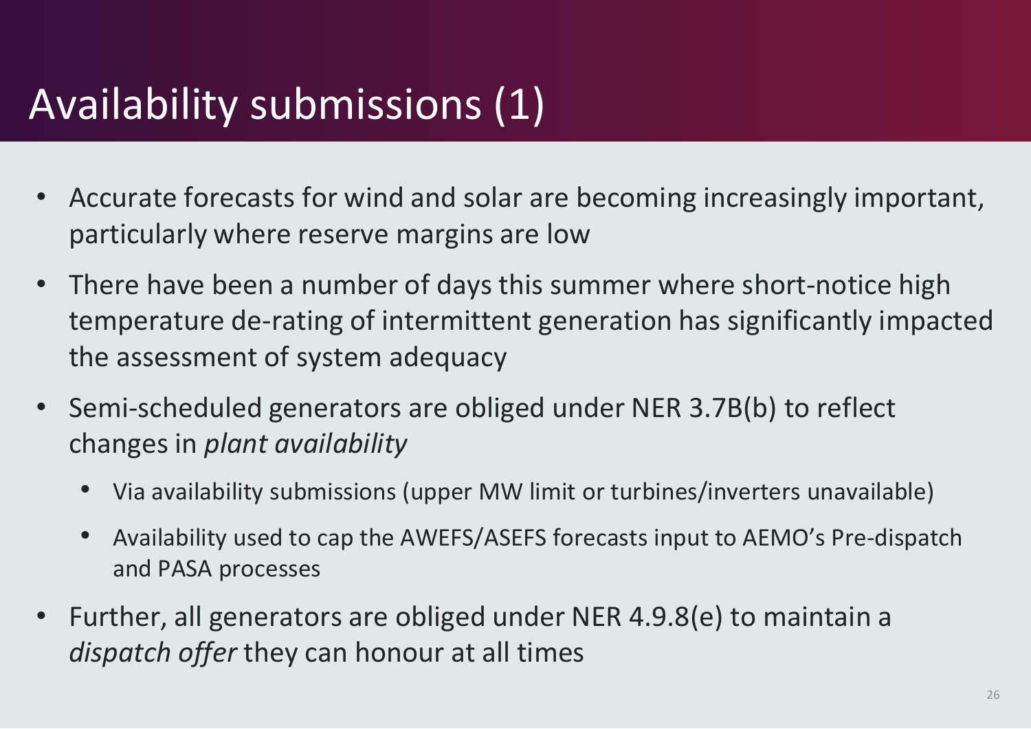# Availability submissions (1)

- Accurate forecasts for wind and solar are becoming increasingly important, particularly where reserve margins are low
- There have been a number of days this summer where short-notice high temperature de-rating of intermittent generation has significantly impacted the assessment of system adequacy
- Semi-scheduled generators are obliged under NER 3.7B(b) to reflect changes in *plant availability*
  - Via availability submissions (upper MW limit or turbines/inverters unavailable)
  - Availability used to cap the AWEFS/ASEFS forecasts input to AEMO's Pre-dispatch and PASA processes
- Further, all generators are obliged under NER 4.9.8(e) to maintain a *dispatch offer* they can honour at all times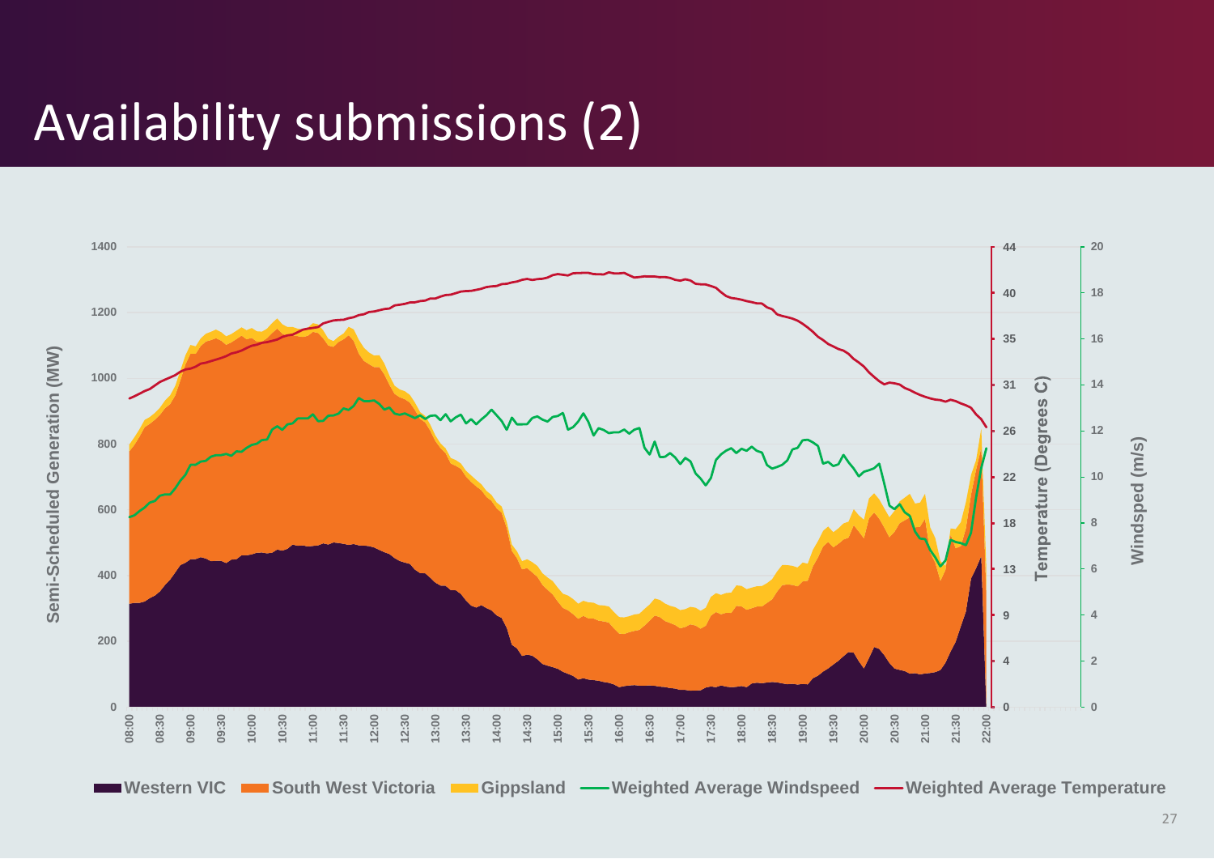# Availability submissions (2)

Semi-Scheduled Generation (MW) | Temperature (Degrees C) | Windspeed (m/s)

Western VIC | South West Victoria | Gippsland | Weighted Average Windspeed | Weighted Average Temperature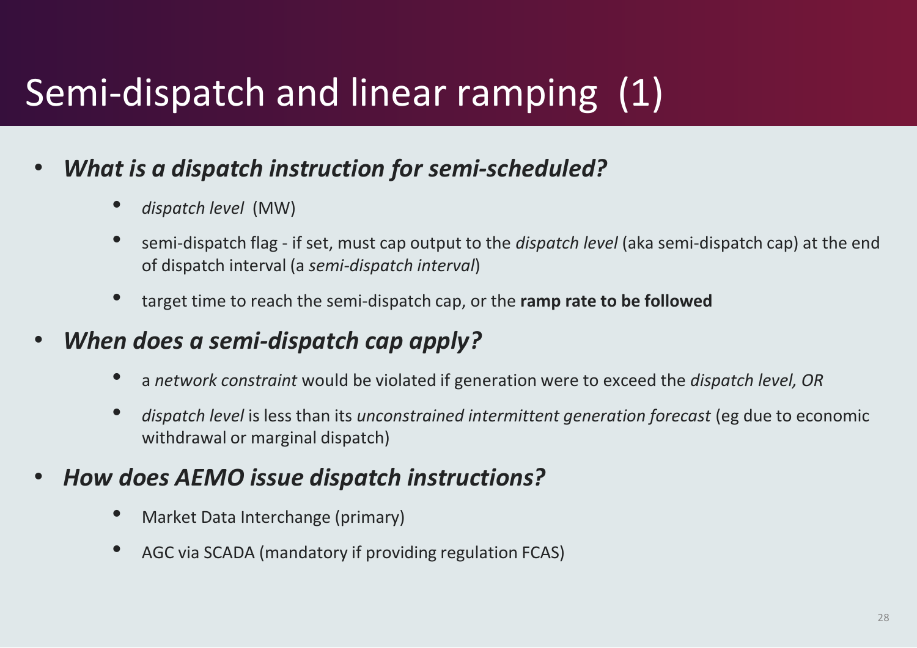# Semi-dispatch and linear ramping (1)

- ***What is a dispatch instruction for semi-scheduled?***
  - *dispatch level* (MW)
  - semi-dispatch flag - if set, must cap output to the *dispatch level* (aka semi-dispatch cap) at the end of dispatch interval (a *semi-dispatch interval*)
  - target time to reach the semi-dispatch cap, or the **ramp rate to be followed**
- ***When does a semi-dispatch cap apply?***
  - a *network constraint* would be violated if generation were to exceed the *dispatch level, OR*
  - *dispatch level* is less than its *unconstrained intermittent generation forecast* (eg due to economic withdrawal or marginal dispatch)
- ***How does AEMO issue dispatch instructions?***
  - Market Data Interchange (primary)
  - AGC via SCADA (mandatory if providing regulation FCAS)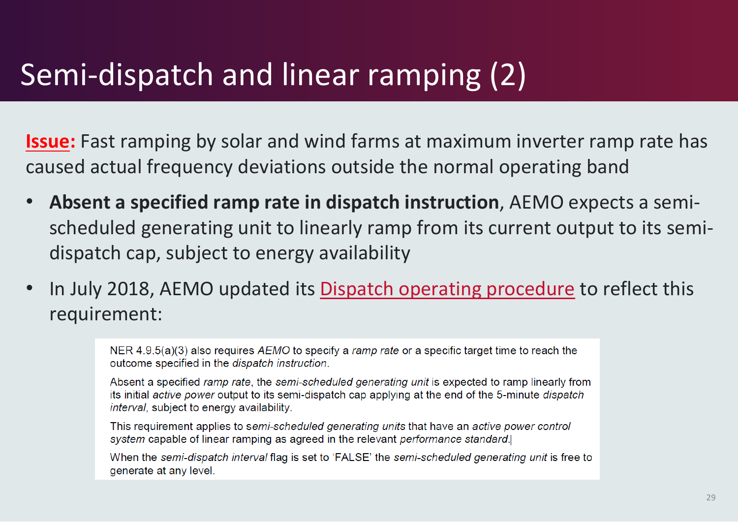# Semi-dispatch and linear ramping (2)

**Issue:** Fast ramping by solar and wind farms at maximum inverter ramp rate has caused actual frequency deviations outside the normal operating band

- **Absent a specified ramp rate in dispatch instruction**, AEMO expects a semi-scheduled generating unit to linearly ramp from its current output to its semi-dispatch cap, subject to energy availability
- In July 2018, AEMO updated its Dispatch operating procedure to reflect this requirement:

> NER 4.9.5(a)(3) also requires *AEMO* to specify a *ramp rate* or a specific target time to reach the outcome specified in the *dispatch instruction*.
>
> Absent a specified *ramp rate*, the *semi-scheduled generating unit* is expected to ramp linearly from its initial *active power* output to its semi-dispatch cap applying at the end of the 5-minute *dispatch interval*, subject to energy availability.
>
> This requirement applies to *semi-scheduled generating units* that have an *active power control system* capable of linear ramping as agreed in the relevant *performance standard*.
>
> When the *semi-dispatch interval* flag is set to 'FALSE' the *semi-scheduled generating unit* is free to generate at any level.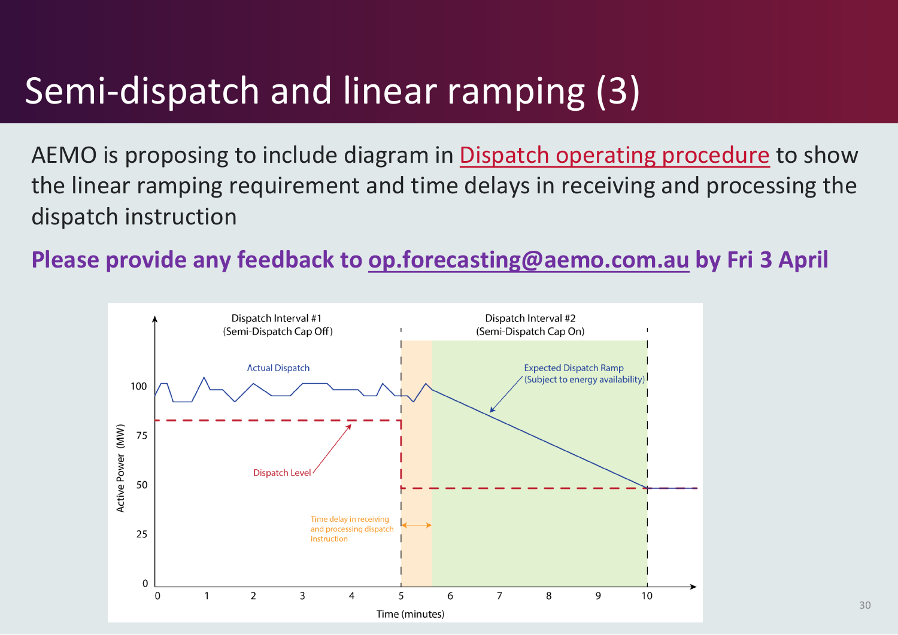# Semi-dispatch and linear ramping (3)

AEMO is proposing to include diagram in Dispatch operating procedure to show the linear ramping requirement and time delays in receiving and processing the dispatch instruction

**Please provide any feedback to op.forecasting@aemo.com.au by Fri 3 April**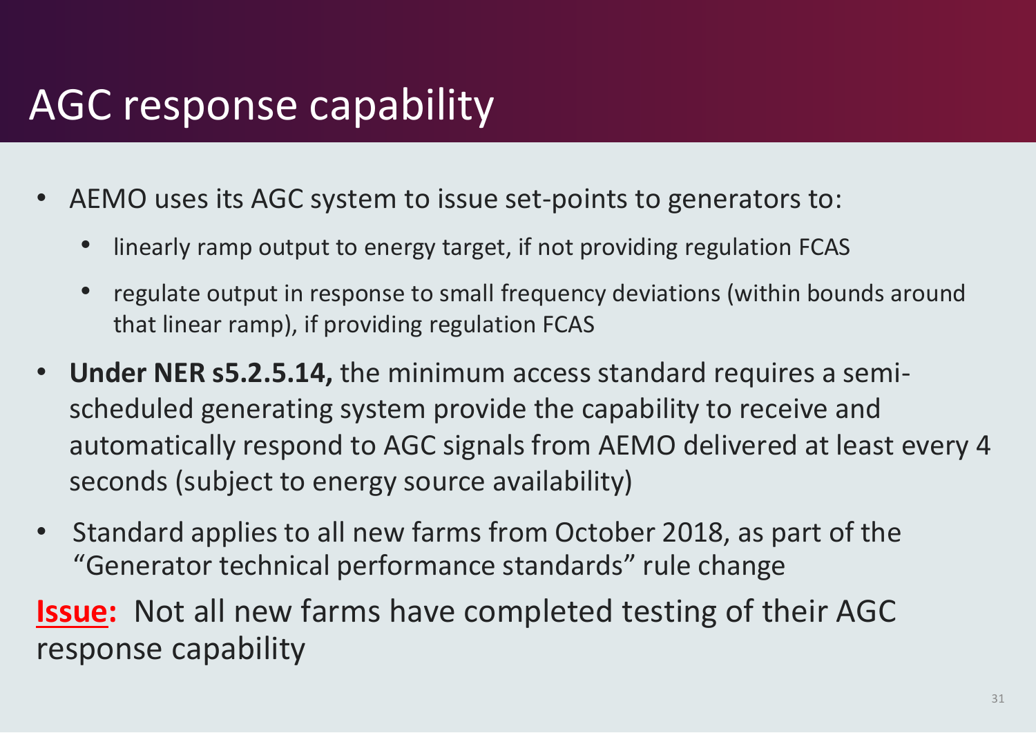# AGC response capability

- AEMO uses its AGC system to issue set-points to generators to:
  - linearly ramp output to energy target, if not providing regulation FCAS
  - regulate output in response to small frequency deviations (within bounds around that linear ramp), if providing regulation FCAS
- **Under NER s5.2.5.14,** the minimum access standard requires a semi-scheduled generating system provide the capability to receive and automatically respond to AGC signals from AEMO delivered at least every 4 seconds (subject to energy source availability)
- Standard applies to all new farms from October 2018, as part of the "Generator technical performance standards" rule change

**Issue:** Not all new farms have completed testing of their AGC response capability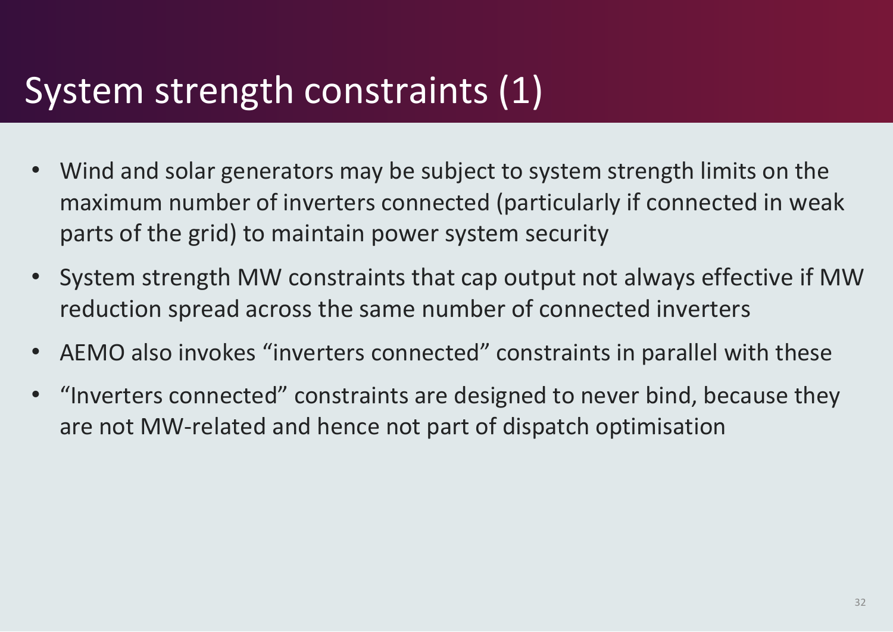# System strength constraints (1)

- Wind and solar generators may be subject to system strength limits on the maximum number of inverters connected (particularly if connected in weak parts of the grid) to maintain power system security
- System strength MW constraints that cap output not always effective if MW reduction spread across the same number of connected inverters
- AEMO also invokes "inverters connected" constraints in parallel with these
- "Inverters connected" constraints are designed to never bind, because they are not MW-related and hence not part of dispatch optimisation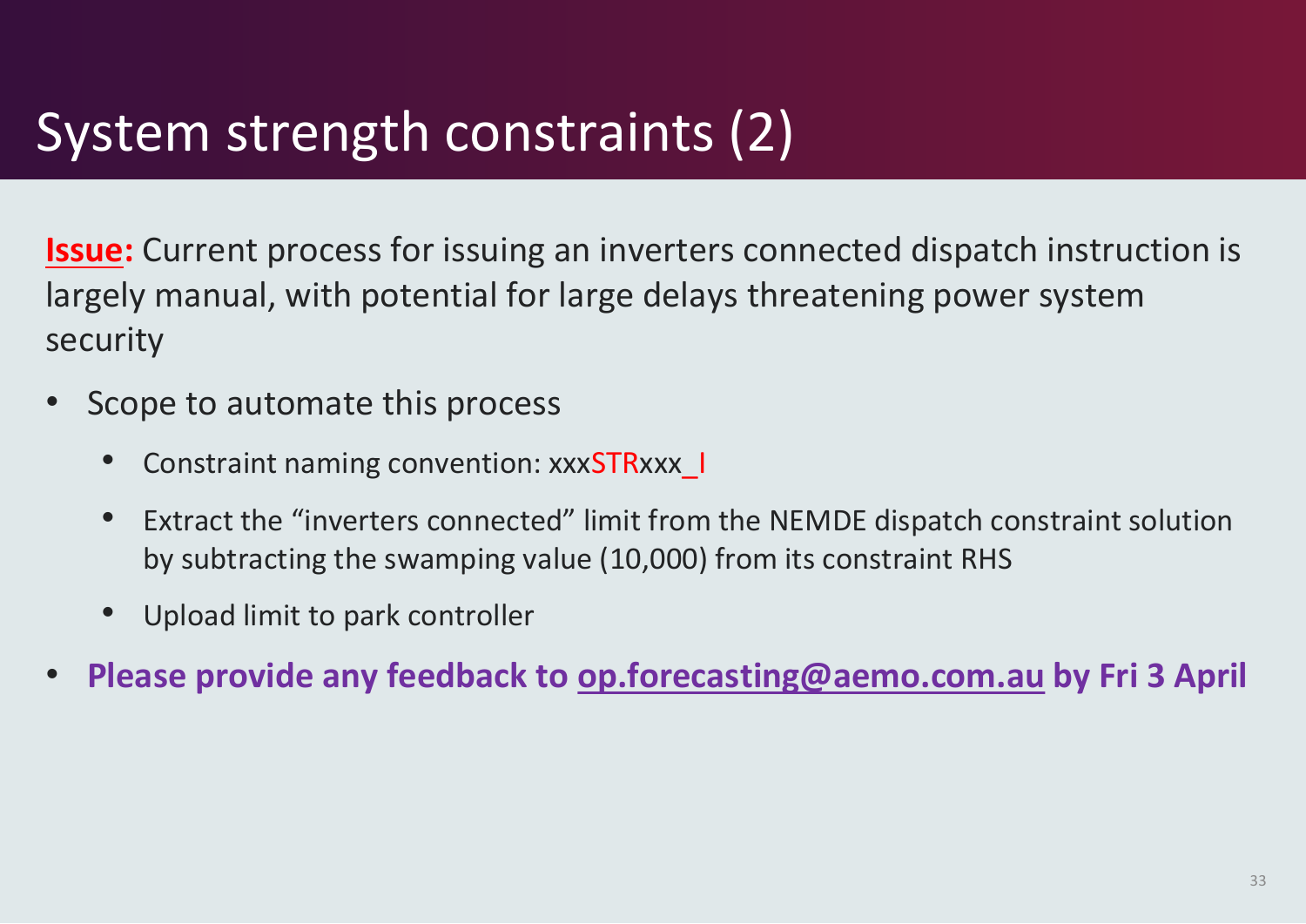# System strength constraints (2)

**Issue:** Current process for issuing an inverters connected dispatch instruction is largely manual, with potential for large delays threatening power system security

- Scope to automate this process
  - Constraint naming convention: xxxSTRxxx_I
  - Extract the “inverters connected” limit from the NEMDE dispatch constraint solution by subtracting the swamping value (10,000) from its constraint RHS
  - Upload limit to park controller
- **Please provide any feedback to op.forecasting@aemo.com.au by Fri 3 April**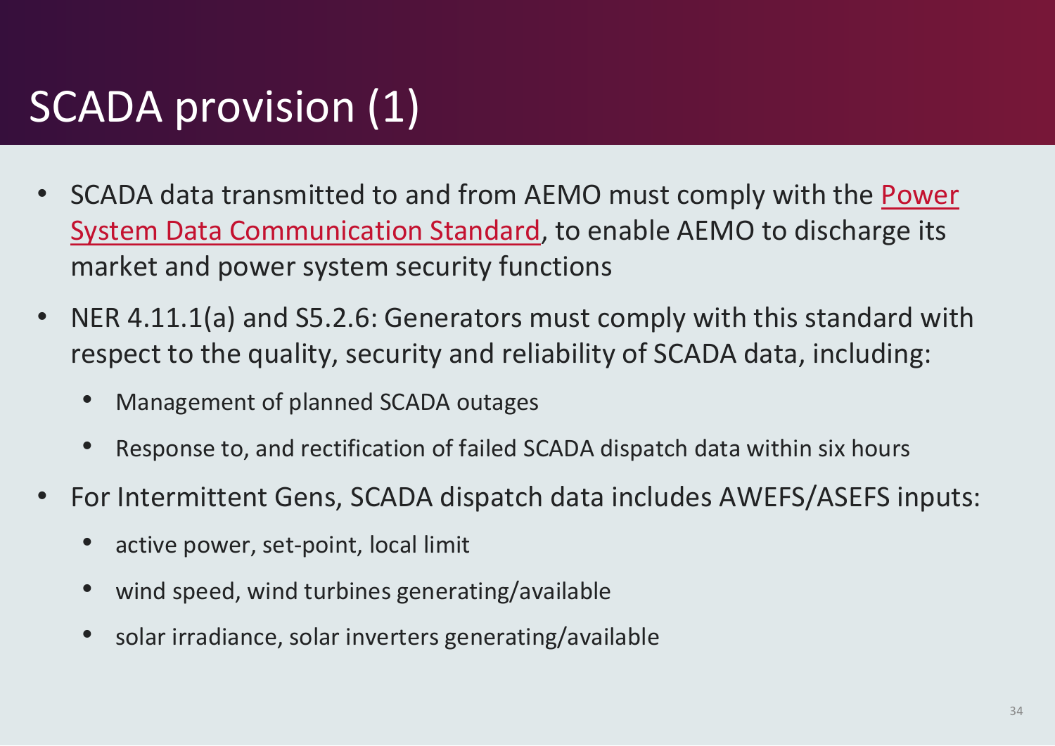# SCADA provision (1)

- SCADA data transmitted to and from AEMO must comply with the Power System Data Communication Standard, to enable AEMO to discharge its market and power system security functions
- NER 4.11.1(a) and S5.2.6: Generators must comply with this standard with respect to the quality, security and reliability of SCADA data, including:
  - Management of planned SCADA outages
  - Response to, and rectification of failed SCADA dispatch data within six hours
- For Intermittent Gens, SCADA dispatch data includes AWEFS/ASEFS inputs:
  - active power, set-point, local limit
  - wind speed, wind turbines generating/available
  - solar irradiance, solar inverters generating/available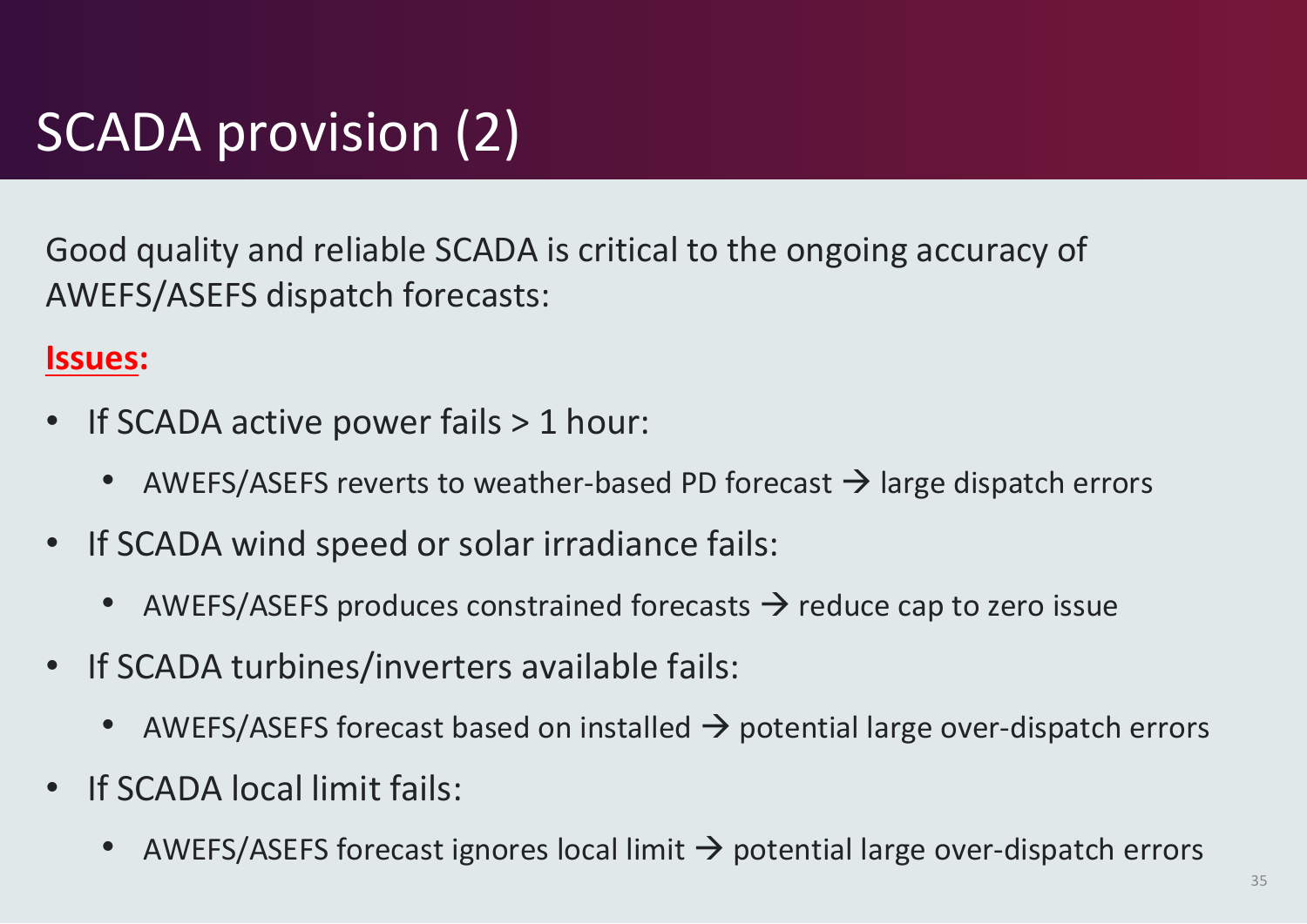# SCADA provision (2)

Good quality and reliable SCADA is critical to the ongoing accuracy of AWEFS/ASEFS dispatch forecasts:

**Issues:**

- If SCADA active power fails > 1 hour:
  - AWEFS/ASEFS reverts to weather-based PD forecast → large dispatch errors
- If SCADA wind speed or solar irradiance fails:
  - AWEFS/ASEFS produces constrained forecasts → reduce cap to zero issue
- If SCADA turbines/inverters available fails:
  - AWEFS/ASEFS forecast based on installed → potential large over-dispatch errors
- If SCADA local limit fails:
  - AWEFS/ASEFS forecast ignores local limit → potential large over-dispatch errors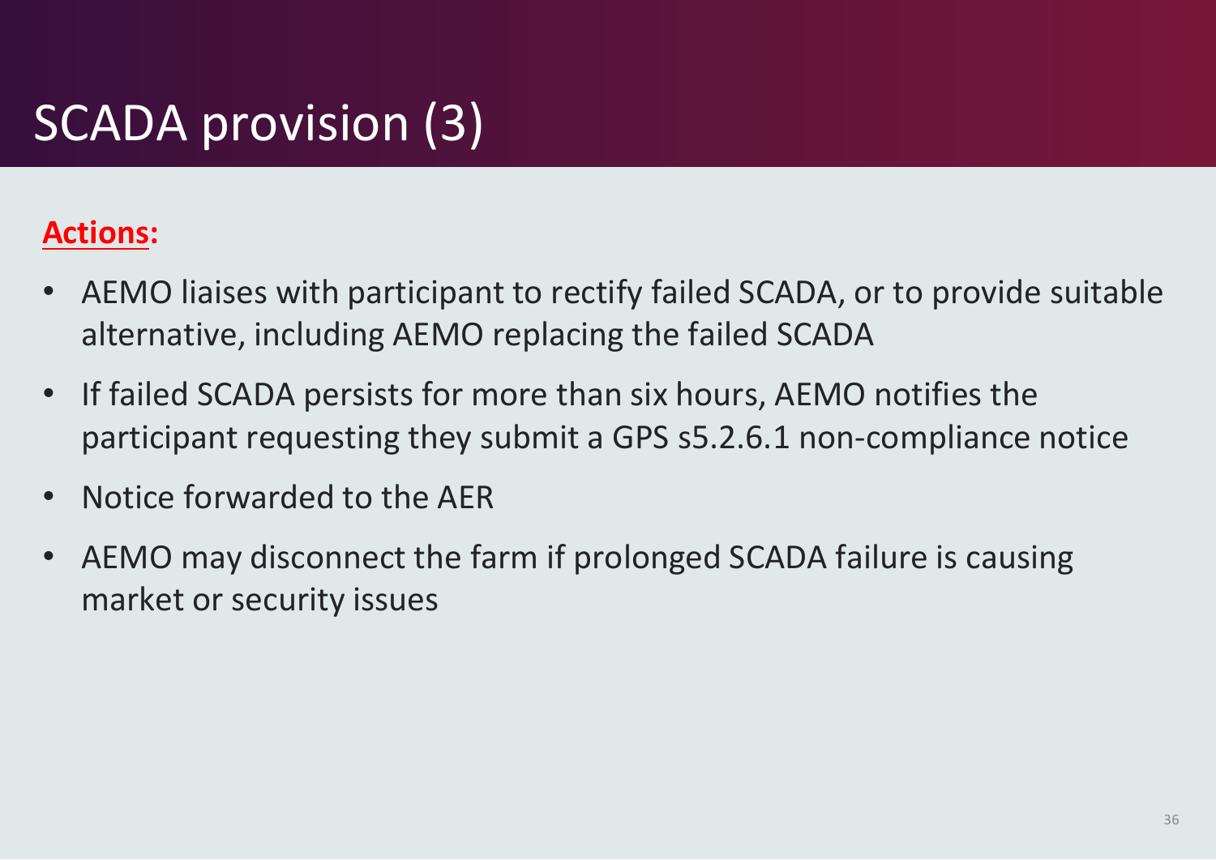# SCADA provision (3)

**Actions:**

- AEMO liaises with participant to rectify failed SCADA, or to provide suitable alternative, including AEMO replacing the failed SCADA
- If failed SCADA persists for more than six hours, AEMO notifies the participant requesting they submit a GPS s5.2.6.1 non-compliance notice
- Notice forwarded to the AER
- AEMO may disconnect the farm if prolonged SCADA failure is causing market or security issues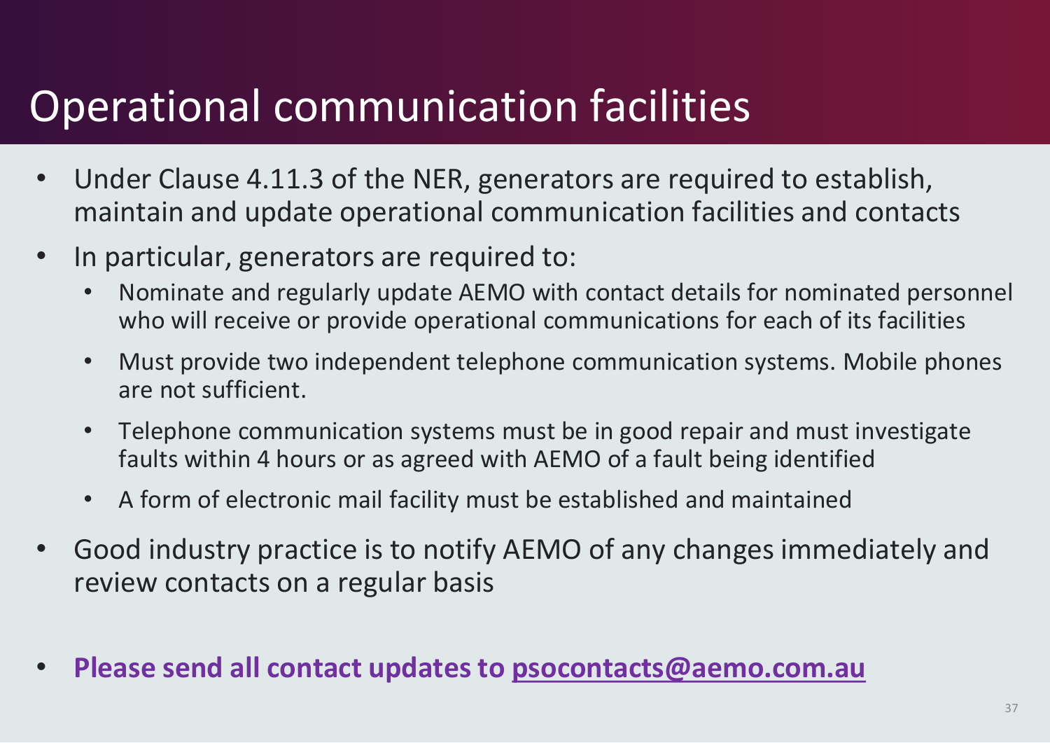# Operational communication facilities

- Under Clause 4.11.3 of the NER, generators are required to establish, maintain and update operational communication facilities and contacts
- In particular, generators are required to:
  - Nominate and regularly update AEMO with contact details for nominated personnel who will receive or provide operational communications for each of its facilities
  - Must provide two independent telephone communication systems. Mobile phones are not sufficient.
  - Telephone communication systems must be in good repair and must investigate faults within 4 hours or as agreed with AEMO of a fault being identified
  - A form of electronic mail facility must be established and maintained
- Good industry practice is to notify AEMO of any changes immediately and review contacts on a regular basis

- **Please send all contact updates to psocontacts@aemo.com.au**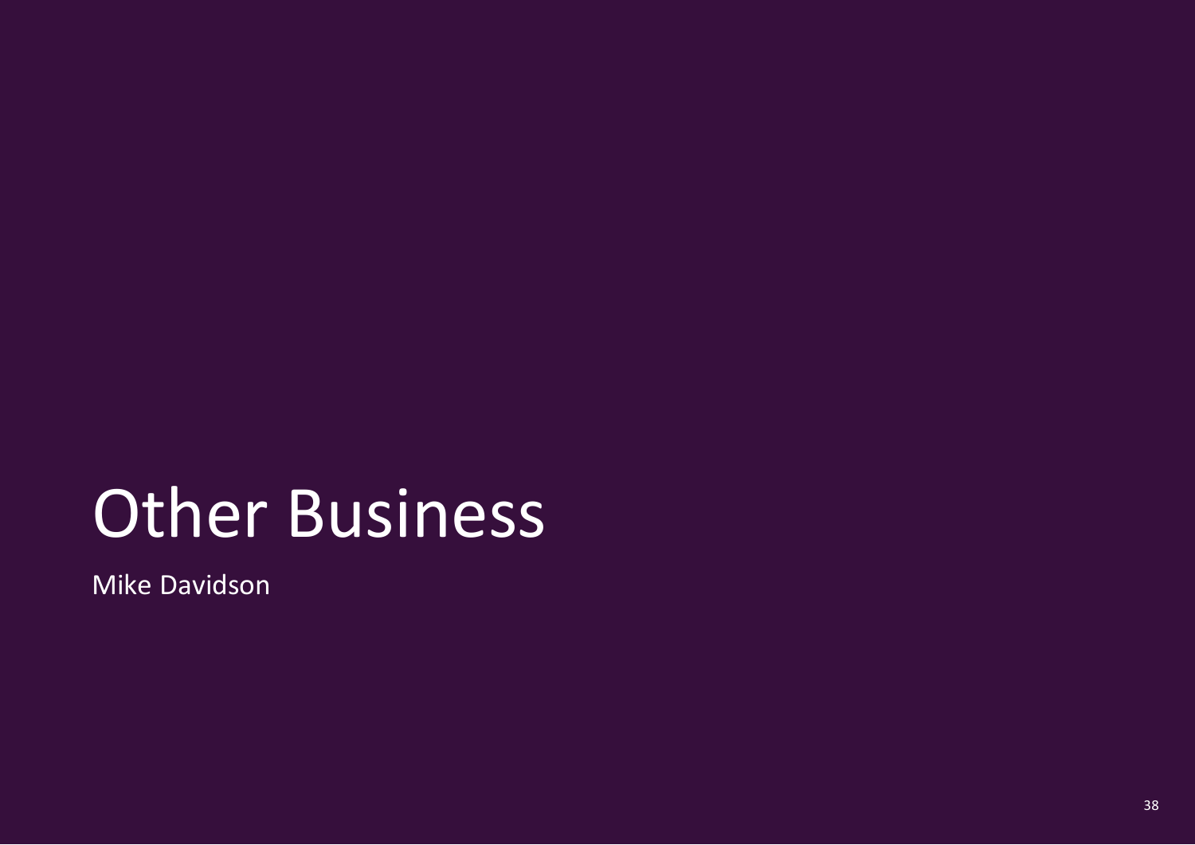# Other Business

Mike Davidson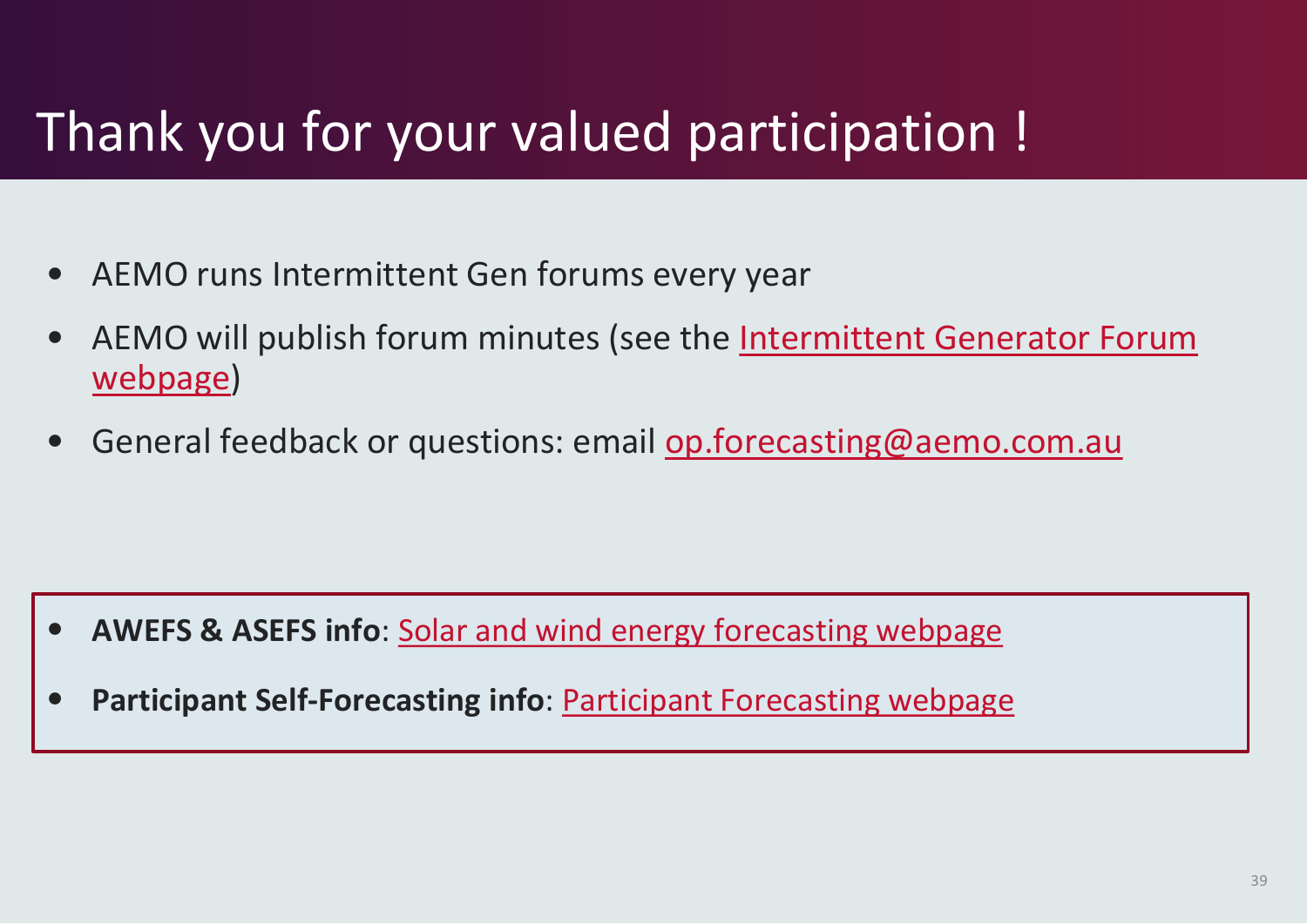# Thank you for your valued participation !

- AEMO runs Intermittent Gen forums every year
- AEMO will publish forum minutes (see the Intermittent Generator Forum webpage)
- General feedback or questions: email op.forecasting@aemo.com.au

- **AWEFS & ASEFS info**: Solar and wind energy forecasting webpage
- **Participant Self-Forecasting info**: Participant Forecasting webpage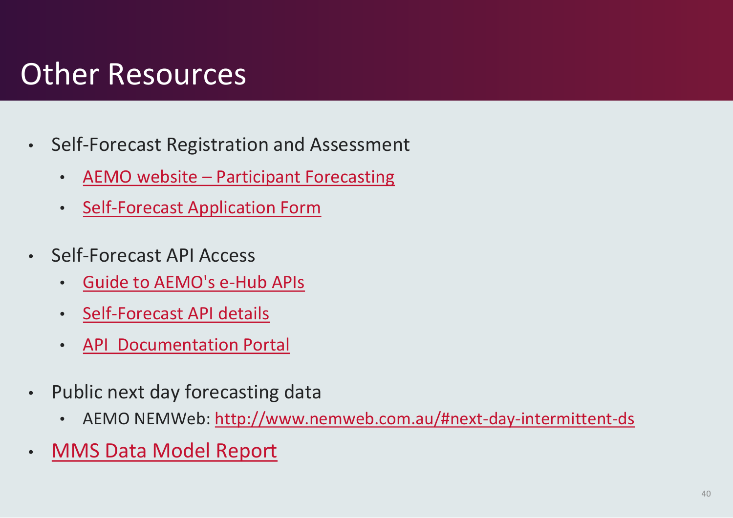# Other Resources

- Self-Forecast Registration and Assessment
  - AEMO website – Participant Forecasting
  - Self-Forecast Application Form
- Self-Forecast API Access
  - Guide to AEMO's e-Hub APIs
  - Self-Forecast API details
  - API  Documentation Portal
- Public next day forecasting data
  - AEMO NEMWeb: http://www.nemweb.com.au/#next-day-intermittent-ds
- MMS Data Model Report